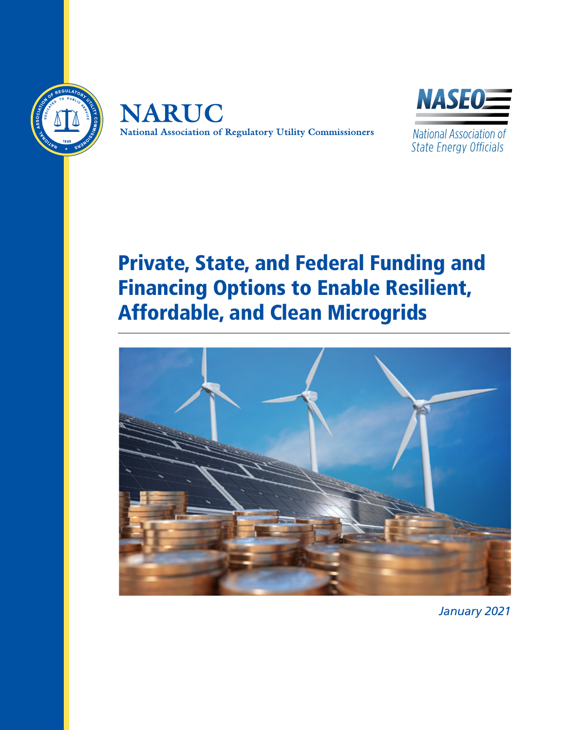NARUC

National Association of Regulatory Utility Commissioners

NASEO

National Association of State Energy Officials

# Private, State, and Federal Funding and Financing Options to Enable Resilient, Affordable, and Clean Microgrids

*January 2021*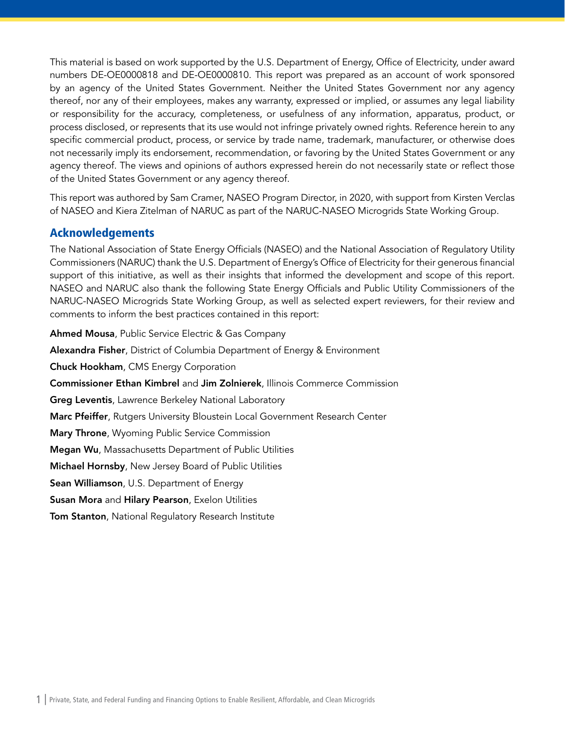This material is based on work supported by the U.S. Department of Energy, Office of Electricity, under award numbers DE-OE0000818 and DE-OE0000810. This report was prepared as an account of work sponsored by an agency of the United States Government. Neither the United States Government nor any agency thereof, nor any of their employees, makes any warranty, expressed or implied, or assumes any legal liability or responsibility for the accuracy, completeness, or usefulness of any information, apparatus, product, or process disclosed, or represents that its use would not infringe privately owned rights. Reference herein to any specific commercial product, process, or service by trade name, trademark, manufacturer, or otherwise does not necessarily imply its endorsement, recommendation, or favoring by the United States Government or any agency thereof. The views and opinions of authors expressed herein do not necessarily state or reflect those of the United States Government or any agency thereof.

This report was authored by Sam Cramer, NASEO Program Director, in 2020, with support from Kirsten Verclas of NASEO and Kiera Zitelman of NARUC as part of the NARUC-NASEO Microgrids State Working Group.

## Acknowledgements

The National Association of State Energy Officials (NASEO) and the National Association of Regulatory Utility Commissioners (NARUC) thank the U.S. Department of Energy's Office of Electricity for their generous financial support of this initiative, as well as their insights that informed the development and scope of this report. NASEO and NARUC also thank the following State Energy Officials and Public Utility Commissioners of the NARUC-NASEO Microgrids State Working Group, as well as selected expert reviewers, for their review and comments to inform the best practices contained in this report:

**Ahmed Mousa**, Public Service Electric & Gas Company

**Alexandra Fisher**, District of Columbia Department of Energy & Environment

**Chuck Hookham**, CMS Energy Corporation

**Commissioner Ethan Kimbrel** and **Jim Zolnierek**, Illinois Commerce Commission

**Greg Leventis**, Lawrence Berkeley National Laboratory

**Marc Pfeiffer**, Rutgers University Bloustein Local Government Research Center

**Mary Throne**, Wyoming Public Service Commission

**Megan Wu**, Massachusetts Department of Public Utilities

**Michael Hornsby**, New Jersey Board of Public Utilities

**Sean Williamson**, U.S. Department of Energy

**Susan Mora** and **Hilary Pearson**, Exelon Utilities

**Tom Stanton**, National Regulatory Research Institute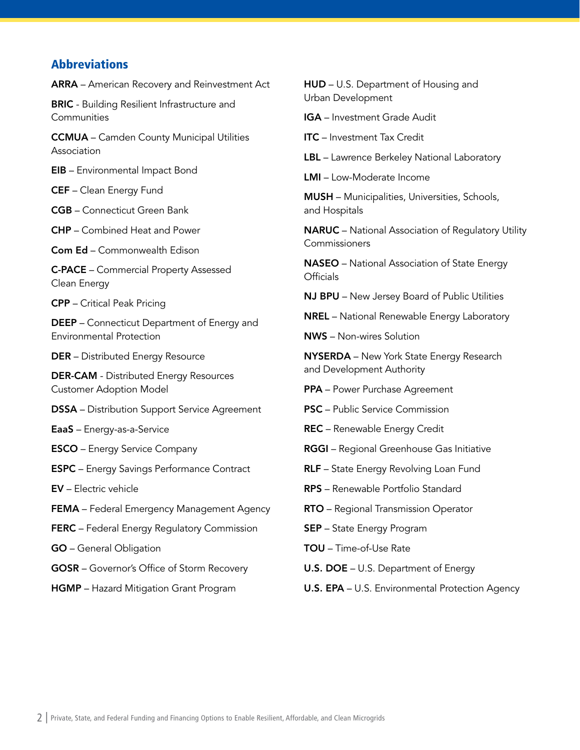## Abbreviations

**ARRA** – American Recovery and Reinvestment Act

**BRIC** - Building Resilient Infrastructure and Communities

**CCMUA** – Camden County Municipal Utilities Association

**EIB** – Environmental Impact Bond

**CEF** – Clean Energy Fund

**CGB** – Connecticut Green Bank

**CHP** – Combined Heat and Power

**Com Ed** – Commonwealth Edison

**C-PACE** – Commercial Property Assessed Clean Energy

**CPP** – Critical Peak Pricing

**DEEP** – Connecticut Department of Energy and Environmental Protection

**DER** – Distributed Energy Resource

**DER-CAM** - Distributed Energy Resources Customer Adoption Model

**DSSA** – Distribution Support Service Agreement

**EaaS** – Energy-as-a-Service

**ESCO** – Energy Service Company

**ESPC** – Energy Savings Performance Contract

**EV** – Electric vehicle

**FEMA** – Federal Emergency Management Agency

**FERC** – Federal Energy Regulatory Commission

**GO** – General Obligation

**GOSR** – Governor's Office of Storm Recovery

**HGMP** – Hazard Mitigation Grant Program

**HUD** – U.S. Department of Housing and Urban Development

**IGA** – Investment Grade Audit

**ITC** – Investment Tax Credit

**LBL** – Lawrence Berkeley National Laboratory

**LMI** – Low-Moderate Income

**MUSH** – Municipalities, Universities, Schools, and Hospitals

**NARUC** – National Association of Regulatory Utility Commissioners

**NASEO** – National Association of State Energy Officials

**NJ BPU** – New Jersey Board of Public Utilities

**NREL** – National Renewable Energy Laboratory

**NWS** – Non-wires Solution

**NYSERDA** – New York State Energy Research and Development Authority

**PPA** – Power Purchase Agreement

**PSC** – Public Service Commission

**REC** – Renewable Energy Credit

**RGGI** – Regional Greenhouse Gas Initiative

**RLF** – State Energy Revolving Loan Fund

**RPS** – Renewable Portfolio Standard

**RTO** – Regional Transmission Operator

**SEP** – State Energy Program

**TOU** – Time-of-Use Rate

**U.S. DOE** – U.S. Department of Energy

**U.S. EPA** – U.S. Environmental Protection Agency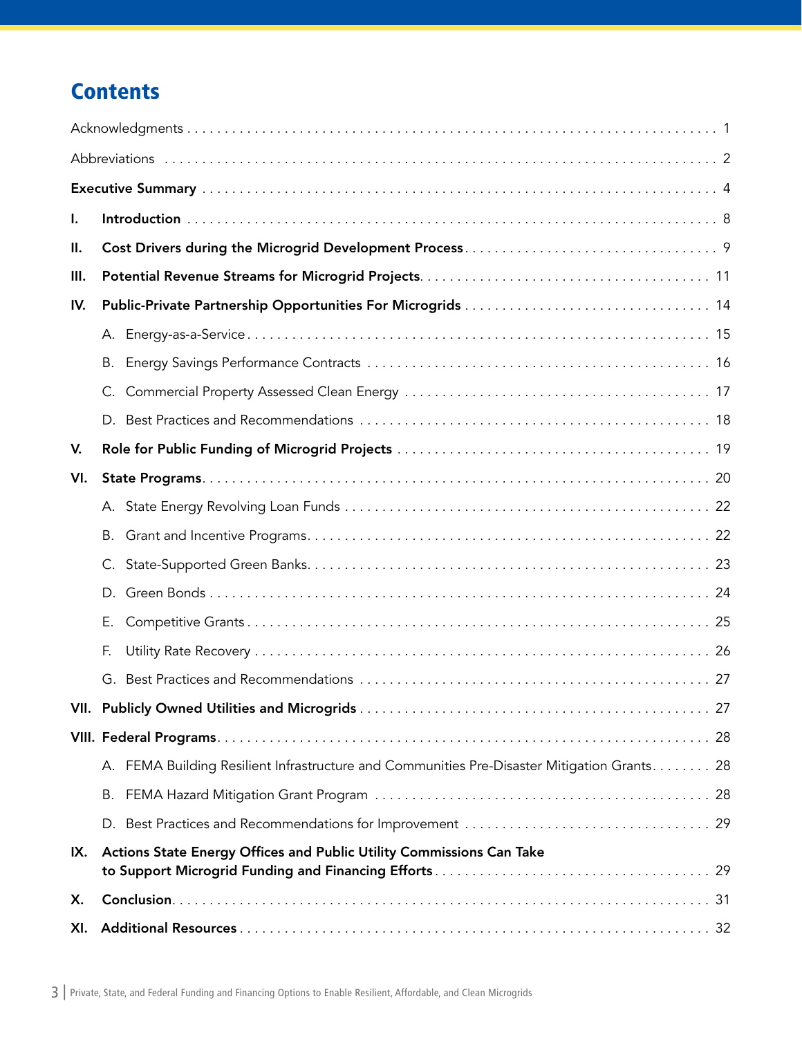# Contents

Acknowledgments . . . . . . . . . . 1

Abbreviations . . . . . . . . . . 2

**Executive Summary** . . . . . . . . . . 4

**I. Introduction** . . . . . . . . . . 8

**II. Cost Drivers during the Microgrid Development Process** . . . . . . . . . . 9

**III. Potential Revenue Streams for Microgrid Projects** . . . . . . . . . . 11

**IV. Public-Private Partnership Opportunities For Microgrids** . . . . . . . . . . 14

- A. Energy-as-a-Service . . . . . . . . . . 15
- B. Energy Savings Performance Contracts . . . . . . . . . . 16
- C. Commercial Property Assessed Clean Energy . . . . . . . . . . 17
- D. Best Practices and Recommendations . . . . . . . . . . 18

**V. Role for Public Funding of Microgrid Projects** . . . . . . . . . . 19

**VI. State Programs** . . . . . . . . . . 20

- A. State Energy Revolving Loan Funds . . . . . . . . . . 22
- B. Grant and Incentive Programs . . . . . . . . . . 22
- C. State-Supported Green Banks . . . . . . . . . . 23
- D. Green Bonds . . . . . . . . . . 24
- E. Competitive Grants . . . . . . . . . . 25
- F. Utility Rate Recovery . . . . . . . . . . 26
- G. Best Practices and Recommendations . . . . . . . . . . 27

**VII. Publicly Owned Utilities and Microgrids** . . . . . . . . . . 27

**VIII. Federal Programs** . . . . . . . . . . 28

- A. FEMA Building Resilient Infrastructure and Communities Pre-Disaster Mitigation Grants . . . . . . . . . . 28
- B. FEMA Hazard Mitigation Grant Program . . . . . . . . . . 28
- D. Best Practices and Recommendations for Improvement . . . . . . . . . . 29

**IX. Actions State Energy Offices and Public Utility Commissions Can Take to Support Microgrid Funding and Financing Efforts** . . . . . . . . . . 29

**X. Conclusion** . . . . . . . . . . 31

**XI. Additional Resources** . . . . . . . . . . 32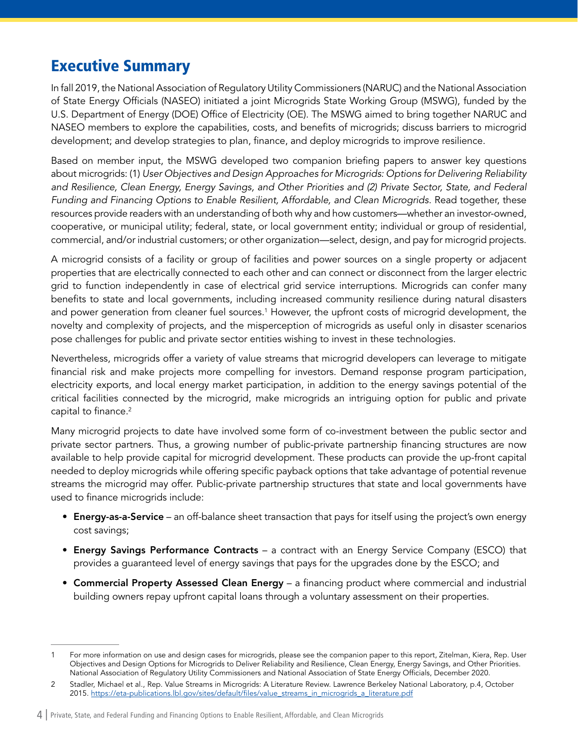## Executive Summary

In fall 2019, the National Association of Regulatory Utility Commissioners (NARUC) and the National Association of State Energy Officials (NASEO) initiated a joint Microgrids State Working Group (MSWG), funded by the U.S. Department of Energy (DOE) Office of Electricity (OE). The MSWG aimed to bring together NARUC and NASEO members to explore the capabilities, costs, and benefits of microgrids; discuss barriers to microgrid development; and develop strategies to plan, finance, and deploy microgrids to improve resilience.

Based on member input, the MSWG developed two companion briefing papers to answer key questions about microgrids: (1) *User Objectives and Design Approaches for Microgrids: Options for Delivering Reliability and Resilience, Clean Energy, Energy Savings, and Other Priorities and (2) Private Sector, State, and Federal Funding and Financing Options to Enable Resilient, Affordable, and Clean Microgrids*. Read together, these resources provide readers with an understanding of both why and how customers—whether an investor-owned, cooperative, or municipal utility; federal, state, or local government entity; individual or group of residential, commercial, and/or industrial customers; or other organization—select, design, and pay for microgrid projects.

A microgrid consists of a facility or group of facilities and power sources on a single property or adjacent properties that are electrically connected to each other and can connect or disconnect from the larger electric grid to function independently in case of electrical grid service interruptions. Microgrids can confer many benefits to state and local governments, including increased community resilience during natural disasters and power generation from cleaner fuel sources.[1] However, the upfront costs of microgrid development, the novelty and complexity of projects, and the misperception of microgrids as useful only in disaster scenarios pose challenges for public and private sector entities wishing to invest in these technologies.

Nevertheless, microgrids offer a variety of value streams that microgrid developers can leverage to mitigate financial risk and make projects more compelling for investors. Demand response program participation, electricity exports, and local energy market participation, in addition to the energy savings potential of the critical facilities connected by the microgrid, make microgrids an intriguing option for public and private capital to finance.[2]

Many microgrid projects to date have involved some form of co-investment between the public sector and private sector partners. Thus, a growing number of public-private partnership financing structures are now available to help provide capital for microgrid development. These products can provide the up-front capital needed to deploy microgrids while offering specific payback options that take advantage of potential revenue streams the microgrid may offer. Public-private partnership structures that state and local governments have used to finance microgrids include:

- **Energy-as-a-Service** – an off-balance sheet transaction that pays for itself using the project's own energy cost savings;
- **Energy Savings Performance Contracts** – a contract with an Energy Service Company (ESCO) that provides a guaranteed level of energy savings that pays for the upgrades done by the ESCO; and
- **Commercial Property Assessed Clean Energy** – a financing product where commercial and industrial building owners repay upfront capital loans through a voluntary assessment on their properties.

---

1 For more information on use and design cases for microgrids, please see the companion paper to this report, Zitelman, Kiera, Rep. User Objectives and Design Options for Microgrids to Deliver Reliability and Resilience, Clean Energy, Energy Savings, and Other Priorities. National Association of Regulatory Utility Commissioners and National Association of State Energy Officials, December 2020.

2 Stadler, Michael et al., Rep. Value Streams in Microgrids: A Literature Review. Lawrence Berkeley National Laboratory, p.4, October 2015. https://eta-publications.lbl.gov/sites/default/files/value_streams_in_microgrids_a_literature.pdf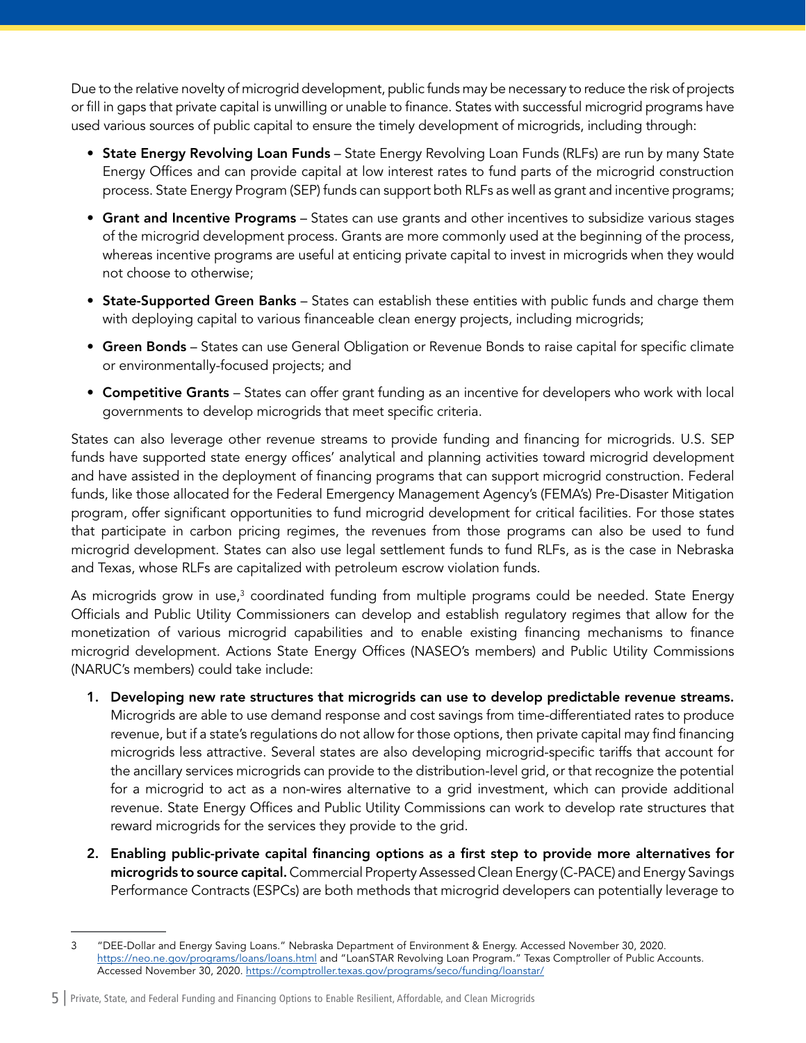Due to the relative novelty of microgrid development, public funds may be necessary to reduce the risk of projects or fill in gaps that private capital is unwilling or unable to finance. States with successful microgrid programs have used various sources of public capital to ensure the timely development of microgrids, including through:

- **State Energy Revolving Loan Funds** – State Energy Revolving Loan Funds (RLFs) are run by many State Energy Offices and can provide capital at low interest rates to fund parts of the microgrid construction process. State Energy Program (SEP) funds can support both RLFs as well as grant and incentive programs;
- **Grant and Incentive Programs** – States can use grants and other incentives to subsidize various stages of the microgrid development process. Grants are more commonly used at the beginning of the process, whereas incentive programs are useful at enticing private capital to invest in microgrids when they would not choose to otherwise;
- **State-Supported Green Banks** – States can establish these entities with public funds and charge them with deploying capital to various financeable clean energy projects, including microgrids;
- **Green Bonds** – States can use General Obligation or Revenue Bonds to raise capital for specific climate or environmentally-focused projects; and
- **Competitive Grants** – States can offer grant funding as an incentive for developers who work with local governments to develop microgrids that meet specific criteria.

States can also leverage other revenue streams to provide funding and financing for microgrids. U.S. SEP funds have supported state energy offices' analytical and planning activities toward microgrid development and have assisted in the deployment of financing programs that can support microgrid construction. Federal funds, like those allocated for the Federal Emergency Management Agency's (FEMA's) Pre-Disaster Mitigation program, offer significant opportunities to fund microgrid development for critical facilities. For those states that participate in carbon pricing regimes, the revenues from those programs can also be used to fund microgrid development. States can also use legal settlement funds to fund RLFs, as is the case in Nebraska and Texas, whose RLFs are capitalized with petroleum escrow violation funds.

As microgrids grow in use,[3] coordinated funding from multiple programs could be needed. State Energy Officials and Public Utility Commissioners can develop and establish regulatory regimes that allow for the monetization of various microgrid capabilities and to enable existing financing mechanisms to finance microgrid development. Actions State Energy Offices (NASEO's members) and Public Utility Commissions (NARUC's members) could take include:

1. **Developing new rate structures that microgrids can use to develop predictable revenue streams.** Microgrids are able to use demand response and cost savings from time-differentiated rates to produce revenue, but if a state's regulations do not allow for those options, then private capital may find financing microgrids less attractive. Several states are also developing microgrid-specific tariffs that account for the ancillary services microgrids can provide to the distribution-level grid, or that recognize the potential for a microgrid to act as a non-wires alternative to a grid investment, which can provide additional revenue. State Energy Offices and Public Utility Commissions can work to develop rate structures that reward microgrids for the services they provide to the grid.
2. **Enabling public-private capital financing options as a first step to provide more alternatives for microgrids to source capital.** Commercial Property Assessed Clean Energy (C-PACE) and Energy Savings Performance Contracts (ESPCs) are both methods that microgrid developers can potentially leverage to

---

3 "DEE-Dollar and Energy Saving Loans." Nebraska Department of Environment & Energy. Accessed November 30, 2020. https://neo.ne.gov/programs/loans/loans.html and "LoanSTAR Revolving Loan Program." Texas Comptroller of Public Accounts. Accessed November 30, 2020. https://comptroller.texas.gov/programs/seco/funding/loanstar/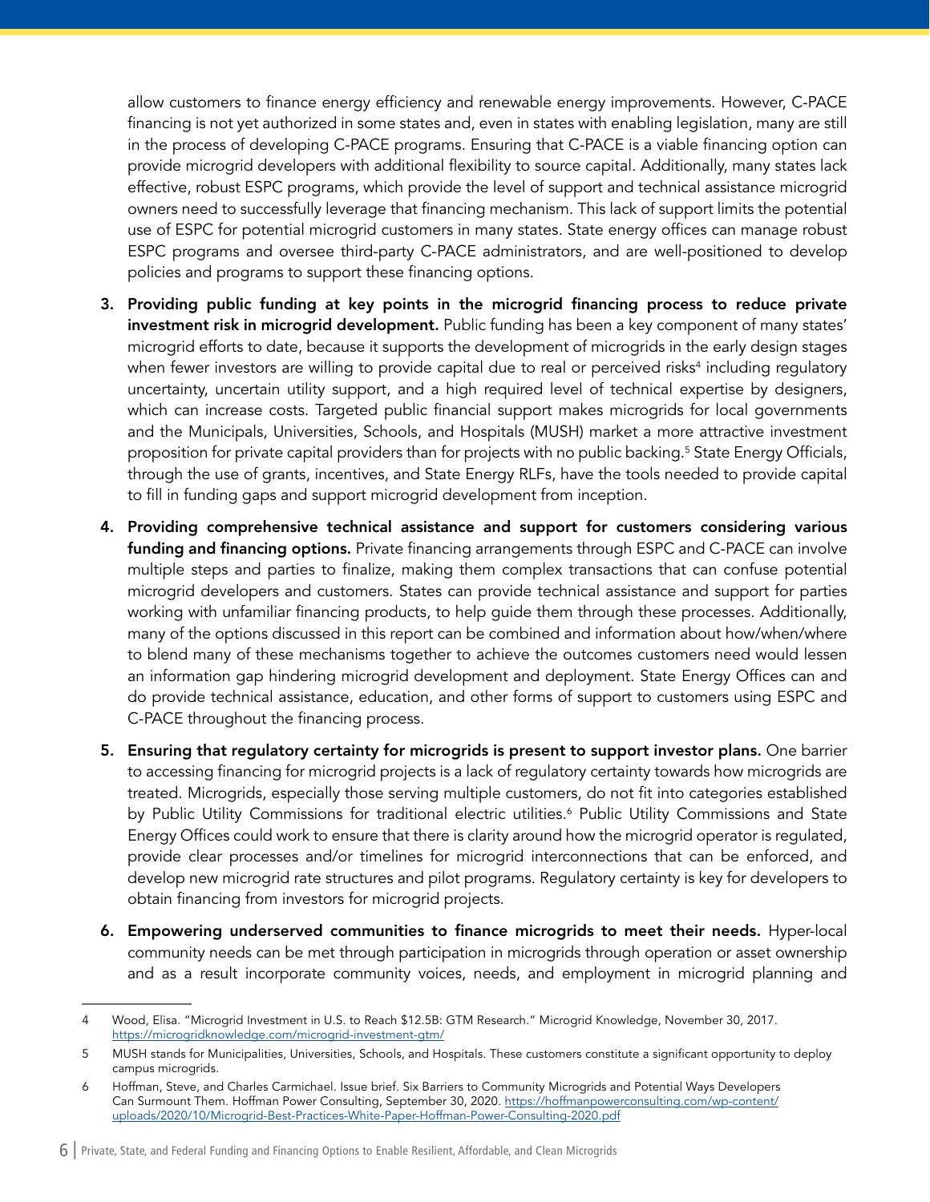allow customers to finance energy efficiency and renewable energy improvements. However, C-PACE financing is not yet authorized in some states and, even in states with enabling legislation, many are still in the process of developing C-PACE programs. Ensuring that C-PACE is a viable financing option can provide microgrid developers with additional flexibility to source capital. Additionally, many states lack effective, robust ESPC programs, which provide the level of support and technical assistance microgrid owners need to successfully leverage that financing mechanism. This lack of support limits the potential use of ESPC for potential microgrid customers in many states. State energy offices can manage robust ESPC programs and oversee third-party C-PACE administrators, and are well-positioned to develop policies and programs to support these financing options.

3. **Providing public funding at key points in the microgrid financing process to reduce private investment risk in microgrid development.** Public funding has been a key component of many states' microgrid efforts to date, because it supports the development of microgrids in the early design stages when fewer investors are willing to provide capital due to real or perceived risks[4] including regulatory uncertainty, uncertain utility support, and a high required level of technical expertise by designers, which can increase costs. Targeted public financial support makes microgrids for local governments and the Municipals, Universities, Schools, and Hospitals (MUSH) market a more attractive investment proposition for private capital providers than for projects with no public backing.[5] State Energy Officials, through the use of grants, incentives, and State Energy RLFs, have the tools needed to provide capital to fill in funding gaps and support microgrid development from inception.

4. **Providing comprehensive technical assistance and support for customers considering various funding and financing options.** Private financing arrangements through ESPC and C-PACE can involve multiple steps and parties to finalize, making them complex transactions that can confuse potential microgrid developers and customers. States can provide technical assistance and support for parties working with unfamiliar financing products, to help guide them through these processes. Additionally, many of the options discussed in this report can be combined and information about how/when/where to blend many of these mechanisms together to achieve the outcomes customers need would lessen an information gap hindering microgrid development and deployment. State Energy Offices can and do provide technical assistance, education, and other forms of support to customers using ESPC and C-PACE throughout the financing process.

5. **Ensuring that regulatory certainty for microgrids is present to support investor plans.** One barrier to accessing financing for microgrid projects is a lack of regulatory certainty towards how microgrids are treated. Microgrids, especially those serving multiple customers, do not fit into categories established by Public Utility Commissions for traditional electric utilities.[6] Public Utility Commissions and State Energy Offices could work to ensure that there is clarity around how the microgrid operator is regulated, provide clear processes and/or timelines for microgrid interconnections that can be enforced, and develop new microgrid rate structures and pilot programs. Regulatory certainty is key for developers to obtain financing from investors for microgrid projects.

6. **Empowering underserved communities to finance microgrids to meet their needs.** Hyper-local community needs can be met through participation in microgrids through operation or asset ownership and as a result incorporate community voices, needs, and employment in microgrid planning and

---

4 Wood, Elisa. "Microgrid Investment in U.S. to Reach $12.5B: GTM Research." Microgrid Knowledge, November 30, 2017. https://microgridknowledge.com/microgrid-investment-gtm/

5 MUSH stands for Municipalities, Universities, Schools, and Hospitals. These customers constitute a significant opportunity to deploy campus microgrids.

6 Hoffman, Steve, and Charles Carmichael. Issue brief. Six Barriers to Community Microgrids and Potential Ways Developers Can Surmount Them. Hoffman Power Consulting, September 30, 2020. https://hoffmanpowerconsulting.com/wp-content/uploads/2020/10/Microgrid-Best-Practices-White-Paper-Hoffman-Power-Consulting-2020.pdf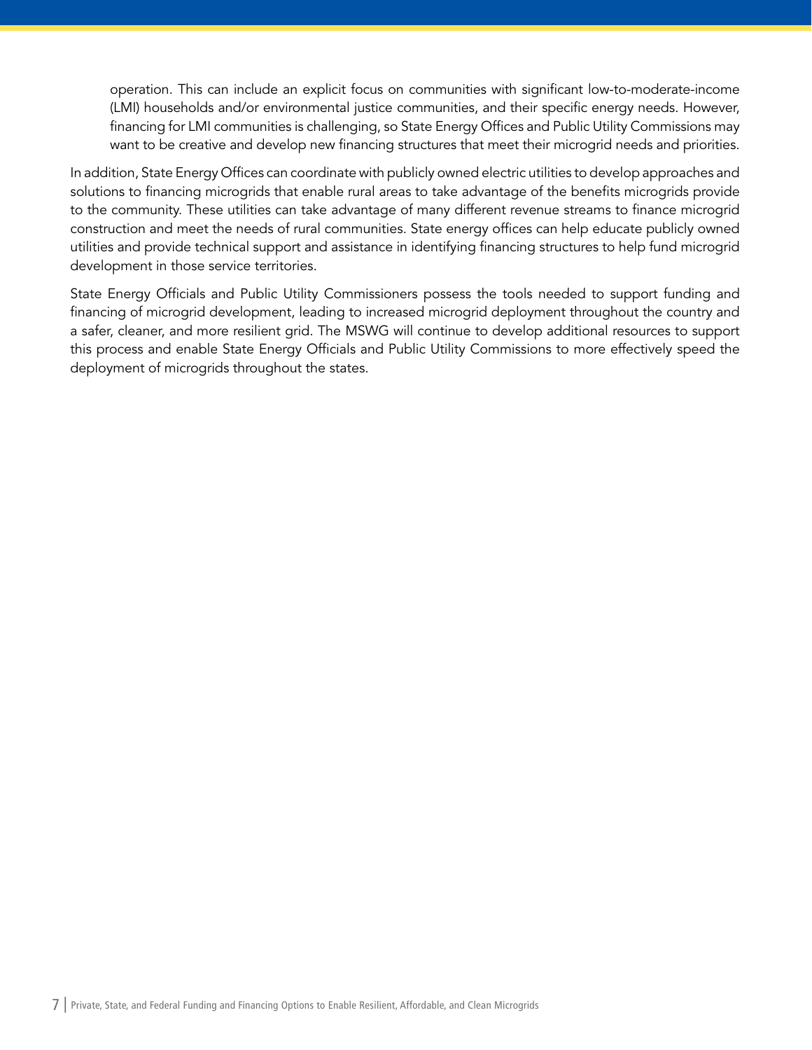operation. This can include an explicit focus on communities with significant low-to-moderate-income (LMI) households and/or environmental justice communities, and their specific energy needs. However, financing for LMI communities is challenging, so State Energy Offices and Public Utility Commissions may want to be creative and develop new financing structures that meet their microgrid needs and priorities.

In addition, State Energy Offices can coordinate with publicly owned electric utilities to develop approaches and solutions to financing microgrids that enable rural areas to take advantage of the benefits microgrids provide to the community. These utilities can take advantage of many different revenue streams to finance microgrid construction and meet the needs of rural communities. State energy offices can help educate publicly owned utilities and provide technical support and assistance in identifying financing structures to help fund microgrid development in those service territories.

State Energy Officials and Public Utility Commissioners possess the tools needed to support funding and financing of microgrid development, leading to increased microgrid deployment throughout the country and a safer, cleaner, and more resilient grid. The MSWG will continue to develop additional resources to support this process and enable State Energy Officials and Public Utility Commissions to more effectively speed the deployment of microgrids throughout the states.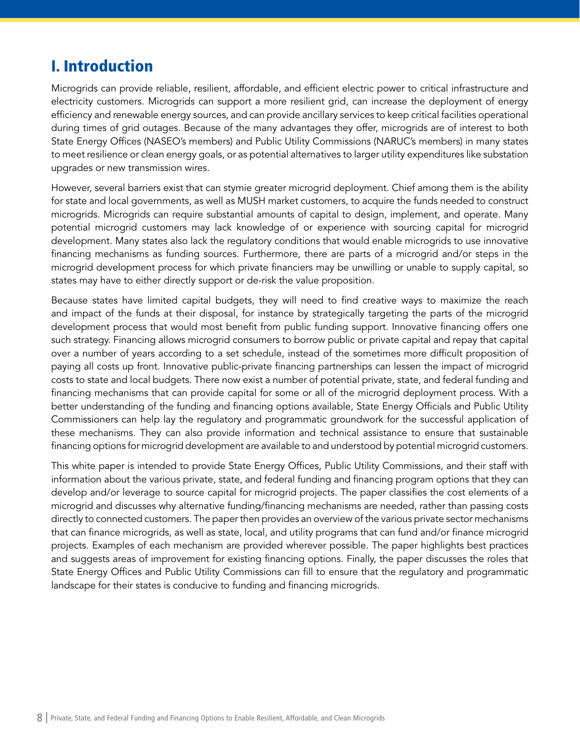# I. Introduction

Microgrids can provide reliable, resilient, affordable, and efficient electric power to critical infrastructure and electricity customers. Microgrids can support a more resilient grid, can increase the deployment of energy efficiency and renewable energy sources, and can provide ancillary services to keep critical facilities operational during times of grid outages. Because of the many advantages they offer, microgrids are of interest to both State Energy Offices (NASEO's members) and Public Utility Commissions (NARUC's members) in many states to meet resilience or clean energy goals, or as potential alternatives to larger utility expenditures like substation upgrades or new transmission wires.

However, several barriers exist that can stymie greater microgrid deployment. Chief among them is the ability for state and local governments, as well as MUSH market customers, to acquire the funds needed to construct microgrids. Microgrids can require substantial amounts of capital to design, implement, and operate. Many potential microgrid customers may lack knowledge of or experience with sourcing capital for microgrid development. Many states also lack the regulatory conditions that would enable microgrids to use innovative financing mechanisms as funding sources. Furthermore, there are parts of a microgrid and/or steps in the microgrid development process for which private financiers may be unwilling or unable to supply capital, so states may have to either directly support or de-risk the value proposition.

Because states have limited capital budgets, they will need to find creative ways to maximize the reach and impact of the funds at their disposal, for instance by strategically targeting the parts of the microgrid development process that would most benefit from public funding support. Innovative financing offers one such strategy. Financing allows microgrid consumers to borrow public or private capital and repay that capital over a number of years according to a set schedule, instead of the sometimes more difficult proposition of paying all costs up front. Innovative public-private financing partnerships can lessen the impact of microgrid costs to state and local budgets. There now exist a number of potential private, state, and federal funding and financing mechanisms that can provide capital for some or all of the microgrid deployment process. With a better understanding of the funding and financing options available, State Energy Officials and Public Utility Commissioners can help lay the regulatory and programmatic groundwork for the successful application of these mechanisms. They can also provide information and technical assistance to ensure that sustainable financing options for microgrid development are available to and understood by potential microgrid customers.

This white paper is intended to provide State Energy Offices, Public Utility Commissions, and their staff with information about the various private, state, and federal funding and financing program options that they can develop and/or leverage to source capital for microgrid projects. The paper classifies the cost elements of a microgrid and discusses why alternative funding/financing mechanisms are needed, rather than passing costs directly to connected customers. The paper then provides an overview of the various private sector mechanisms that can finance microgrids, as well as state, local, and utility programs that can fund and/or finance microgrid projects. Examples of each mechanism are provided wherever possible. The paper highlights best practices and suggests areas of improvement for existing financing options. Finally, the paper discusses the roles that State Energy Offices and Public Utility Commissions can fill to ensure that the regulatory and programmatic landscape for their states is conducive to funding and financing microgrids.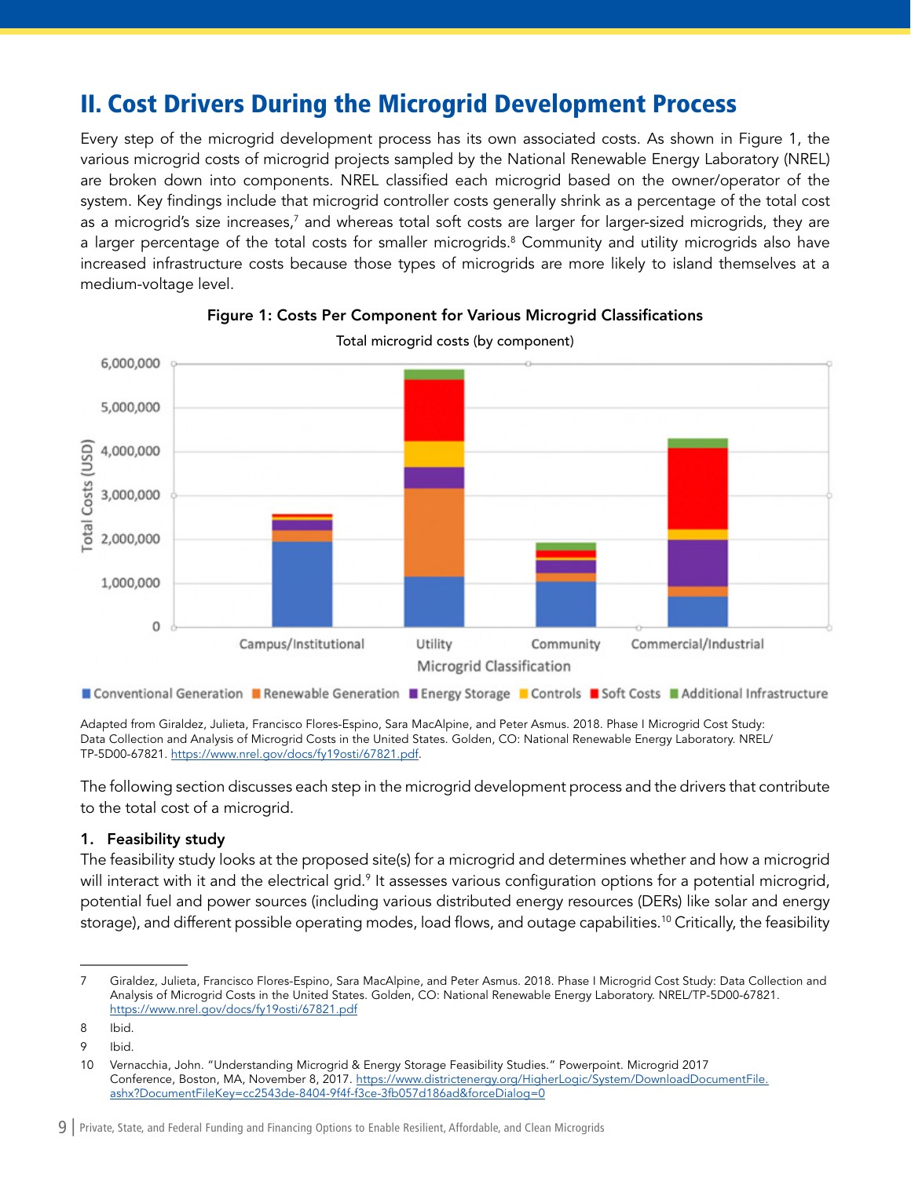## II. Cost Drivers During the Microgrid Development Process

Every step of the microgrid development process has its own associated costs. As shown in Figure 1, the various microgrid costs of microgrid projects sampled by the National Renewable Energy Laboratory (NREL) are broken down into components. NREL classified each microgrid based on the owner/operator of the system. Key findings include that microgrid controller costs generally shrink as a percentage of the total cost as a microgrid's size increases,[7] and whereas total soft costs are larger for larger-sized microgrids, they are a larger percentage of the total costs for smaller microgrids.[8] Community and utility microgrids also have increased infrastructure costs because those types of microgrids are more likely to island themselves at a medium-voltage level.

**Figure 1: Costs Per Component for Various Microgrid Classifications**

Adapted from Giraldez, Julieta, Francisco Flores-Espino, Sara MacAlpine, and Peter Asmus. 2018. Phase I Microgrid Cost Study: Data Collection and Analysis of Microgrid Costs in the United States. Golden, CO: National Renewable Energy Laboratory. NREL/TP-5D00-67821. https://www.nrel.gov/docs/fy19osti/67821.pdf.

The following section discusses each step in the microgrid development process and the drivers that contribute to the total cost of a microgrid.

### 1. Feasibility study

The feasibility study looks at the proposed site(s) for a microgrid and determines whether and how a microgrid will interact with it and the electrical grid.[9] It assesses various configuration options for a potential microgrid, potential fuel and power sources (including various distributed energy resources (DERs) like solar and energy storage), and different possible operating modes, load flows, and outage capabilities.[10] Critically, the feasibility

---

7 Giraldez, Julieta, Francisco Flores-Espino, Sara MacAlpine, and Peter Asmus. 2018. Phase I Microgrid Cost Study: Data Collection and Analysis of Microgrid Costs in the United States. Golden, CO: National Renewable Energy Laboratory. NREL/TP-5D00-67821. https://www.nrel.gov/docs/fy19osti/67821.pdf

8 Ibid.

9 Ibid.

10 Vernacchia, John. "Understanding Microgrid & Energy Storage Feasibility Studies." Powerpoint. Microgrid 2017 Conference, Boston, MA, November 8, 2017. https://www.districtenergy.org/HigherLogic/System/DownloadDocumentFile.ashx?DocumentFileKey=cc2543de-8404-9f4f-f3ce-3fb057d186ad&forceDialog=0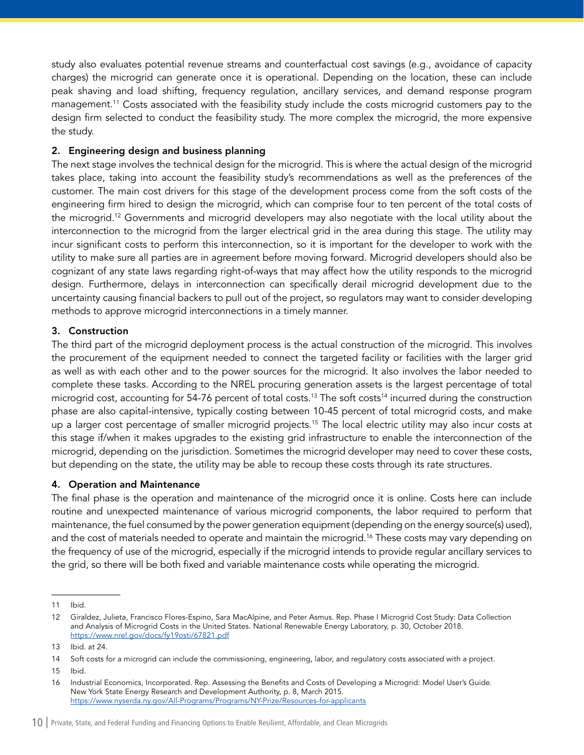study also evaluates potential revenue streams and counterfactual cost savings (e.g., avoidance of capacity charges) the microgrid can generate once it is operational. Depending on the location, these can include peak shaving and load shifting, frequency regulation, ancillary services, and demand response program management.[11] Costs associated with the feasibility study include the costs microgrid customers pay to the design firm selected to conduct the feasibility study. The more complex the microgrid, the more expensive the study.

**2. Engineering design and business planning**

The next stage involves the technical design for the microgrid. This is where the actual design of the microgrid takes place, taking into account the feasibility study's recommendations as well as the preferences of the customer. The main cost drivers for this stage of the development process come from the soft costs of the engineering firm hired to design the microgrid, which can comprise four to ten percent of the total costs of the microgrid.[12] Governments and microgrid developers may also negotiate with the local utility about the interconnection to the microgrid from the larger electrical grid in the area during this stage. The utility may incur significant costs to perform this interconnection, so it is important for the developer to work with the utility to make sure all parties are in agreement before moving forward. Microgrid developers should also be cognizant of any state laws regarding right-of-ways that may affect how the utility responds to the microgrid design. Furthermore, delays in interconnection can specifically derail microgrid development due to the uncertainty causing financial backers to pull out of the project, so regulators may want to consider developing methods to approve microgrid interconnections in a timely manner.

**3. Construction**

The third part of the microgrid deployment process is the actual construction of the microgrid. This involves the procurement of the equipment needed to connect the targeted facility or facilities with the larger grid as well as with each other and to the power sources for the microgrid. It also involves the labor needed to complete these tasks. According to the NREL procuring generation assets is the largest percentage of total microgrid cost, accounting for 54-76 percent of total costs.[13] The soft costs[14] incurred during the construction phase are also capital-intensive, typically costing between 10-45 percent of total microgrid costs, and make up a larger cost percentage of smaller microgrid projects.[15] The local electric utility may also incur costs at this stage if/when it makes upgrades to the existing grid infrastructure to enable the interconnection of the microgrid, depending on the jurisdiction. Sometimes the microgrid developer may need to cover these costs, but depending on the state, the utility may be able to recoup these costs through its rate structures.

**4. Operation and Maintenance**

The final phase is the operation and maintenance of the microgrid once it is online. Costs here can include routine and unexpected maintenance of various microgrid components, the labor required to perform that maintenance, the fuel consumed by the power generation equipment (depending on the energy source(s) used), and the cost of materials needed to operate and maintain the microgrid.[16] These costs may vary depending on the frequency of use of the microgrid, especially if the microgrid intends to provide regular ancillary services to the grid, so there will be both fixed and variable maintenance costs while operating the microgrid.

---

11 Ibid.

12 Giraldez, Julieta, Francisco Flores-Espino, Sara MacAlpine, and Peter Asmus. Rep. Phase I Microgrid Cost Study: Data Collection and Analysis of Microgrid Costs in the United States. National Renewable Energy Laboratory, p. 30, October 2018. https://www.nrel.gov/docs/fy19osti/67821.pdf

13 Ibid. at 24.

14 Soft costs for a microgrid can include the commissioning, engineering, labor, and regulatory costs associated with a project.

15 Ibid.

16 Industrial Economics, Incorporated. Rep. Assessing the Benefits and Costs of Developing a Microgrid: Model User's Guide. New York State Energy Research and Development Authority, p. 8, March 2015. https://www.nyserda.ny.gov/All-Programs/Programs/NY-Prize/Resources-for-applicants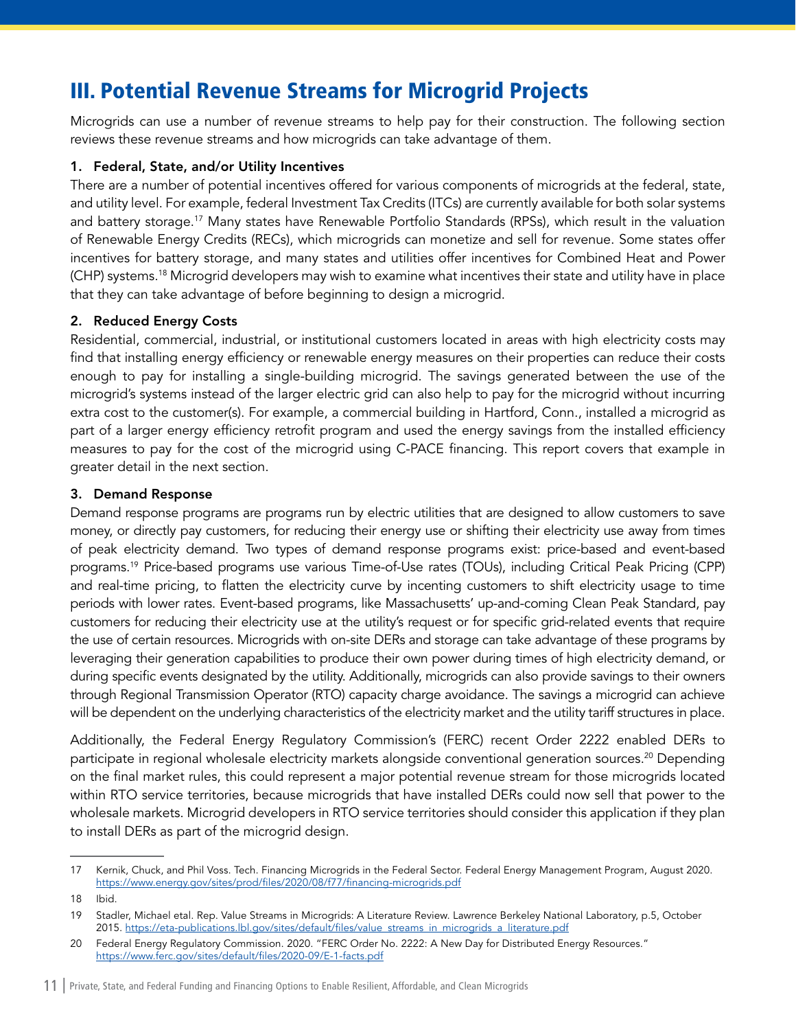# III. Potential Revenue Streams for Microgrid Projects

Microgrids can use a number of revenue streams to help pay for their construction. The following section reviews these revenue streams and how microgrids can take advantage of them.

### 1. Federal, State, and/or Utility Incentives

There are a number of potential incentives offered for various components of microgrids at the federal, state, and utility level. For example, federal Investment Tax Credits (ITCs) are currently available for both solar systems and battery storage.[17] Many states have Renewable Portfolio Standards (RPSs), which result in the valuation of Renewable Energy Credits (RECs), which microgrids can monetize and sell for revenue. Some states offer incentives for battery storage, and many states and utilities offer incentives for Combined Heat and Power (CHP) systems.[18] Microgrid developers may wish to examine what incentives their state and utility have in place that they can take advantage of before beginning to design a microgrid.

### 2. Reduced Energy Costs

Residential, commercial, industrial, or institutional customers located in areas with high electricity costs may find that installing energy efficiency or renewable energy measures on their properties can reduce their costs enough to pay for installing a single-building microgrid. The savings generated between the use of the microgrid's systems instead of the larger electric grid can also help to pay for the microgrid without incurring extra cost to the customer(s). For example, a commercial building in Hartford, Conn., installed a microgrid as part of a larger energy efficiency retrofit program and used the energy savings from the installed efficiency measures to pay for the cost of the microgrid using C-PACE financing. This report covers that example in greater detail in the next section.

### 3. Demand Response

Demand response programs are programs run by electric utilities that are designed to allow customers to save money, or directly pay customers, for reducing their energy use or shifting their electricity use away from times of peak electricity demand. Two types of demand response programs exist: price-based and event-based programs.[19] Price-based programs use various Time-of-Use rates (TOUs), including Critical Peak Pricing (CPP) and real-time pricing, to flatten the electricity curve by incenting customers to shift electricity usage to time periods with lower rates. Event-based programs, like Massachusetts' up-and-coming Clean Peak Standard, pay customers for reducing their electricity use at the utility's request or for specific grid-related events that require the use of certain resources. Microgrids with on-site DERs and storage can take advantage of these programs by leveraging their generation capabilities to produce their own power during times of high electricity demand, or during specific events designated by the utility. Additionally, microgrids can also provide savings to their owners through Regional Transmission Operator (RTO) capacity charge avoidance. The savings a microgrid can achieve will be dependent on the underlying characteristics of the electricity market and the utility tariff structures in place.

Additionally, the Federal Energy Regulatory Commission's (FERC) recent Order 2222 enabled DERs to participate in regional wholesale electricity markets alongside conventional generation sources.[20] Depending on the final market rules, this could represent a major potential revenue stream for those microgrids located within RTO service territories, because microgrids that have installed DERs could now sell that power to the wholesale markets. Microgrid developers in RTO service territories should consider this application if they plan to install DERs as part of the microgrid design.

---

17 Kernik, Chuck, and Phil Voss. Tech. Financing Microgrids in the Federal Sector. Federal Energy Management Program, August 2020. https://www.energy.gov/sites/prod/files/2020/08/f77/financing-microgrids.pdf

18 Ibid.

19 Stadler, Michael etal. Rep. Value Streams in Microgrids: A Literature Review. Lawrence Berkeley National Laboratory, p.5, October 2015. https://eta-publications.lbl.gov/sites/default/files/value_streams_in_microgrids_a_literature.pdf

20 Federal Energy Regulatory Commission. 2020. "FERC Order No. 2222: A New Day for Distributed Energy Resources." https://www.ferc.gov/sites/default/files/2020-09/E-1-facts.pdf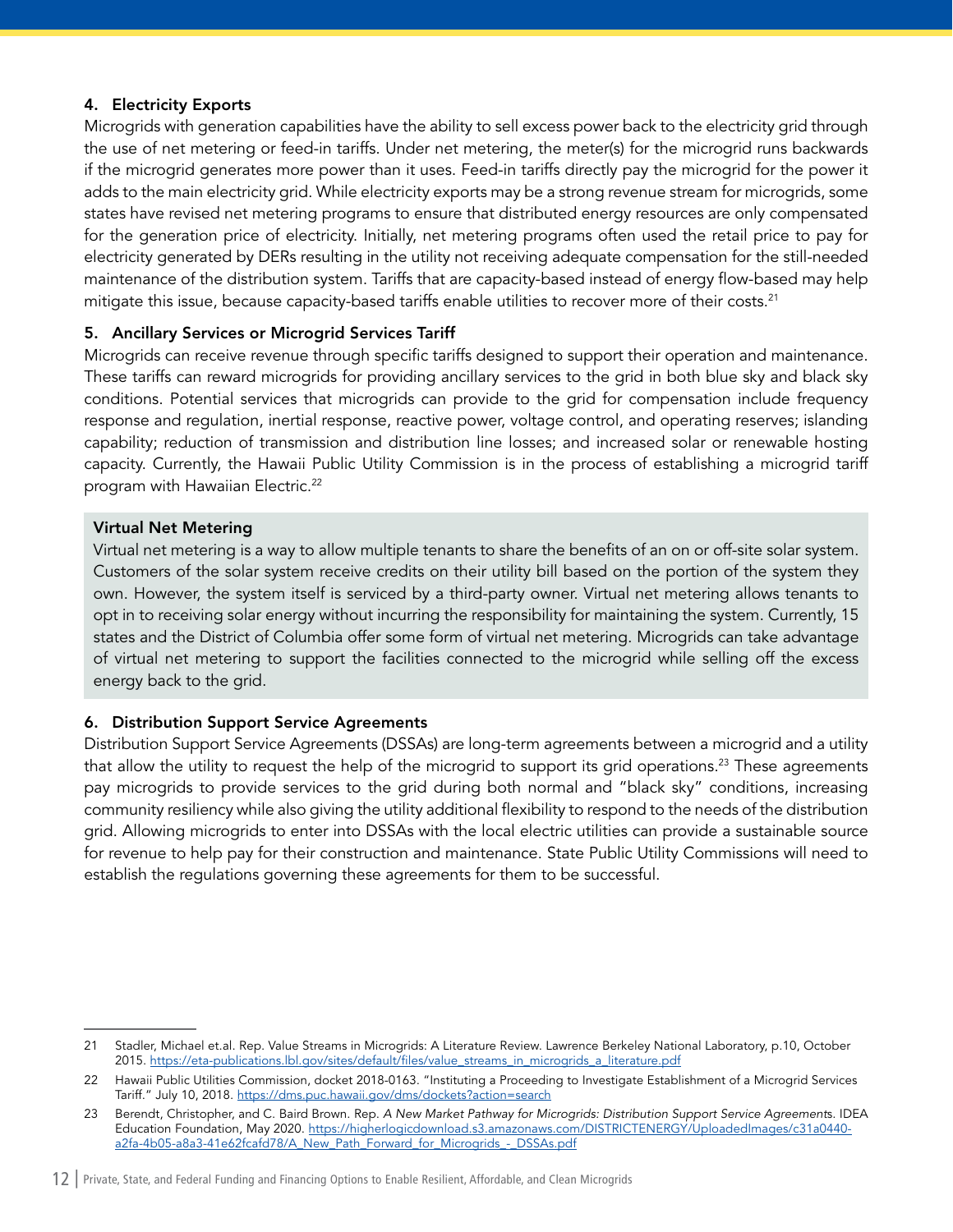#### 4. Electricity Exports

Microgrids with generation capabilities have the ability to sell excess power back to the electricity grid through the use of net metering or feed-in tariffs. Under net metering, the meter(s) for the microgrid runs backwards if the microgrid generates more power than it uses. Feed-in tariffs directly pay the microgrid for the power it adds to the main electricity grid. While electricity exports may be a strong revenue stream for microgrids, some states have revised net metering programs to ensure that distributed energy resources are only compensated for the generation price of electricity. Initially, net metering programs often used the retail price to pay for electricity generated by DERs resulting in the utility not receiving adequate compensation for the still-needed maintenance of the distribution system. Tariffs that are capacity-based instead of energy flow-based may help mitigate this issue, because capacity-based tariffs enable utilities to recover more of their costs.[21]

#### 5. Ancillary Services or Microgrid Services Tariff

Microgrids can receive revenue through specific tariffs designed to support their operation and maintenance. These tariffs can reward microgrids for providing ancillary services to the grid in both blue sky and black sky conditions. Potential services that microgrids can provide to the grid for compensation include frequency response and regulation, inertial response, reactive power, voltage control, and operating reserves; islanding capability; reduction of transmission and distribution line losses; and increased solar or renewable hosting capacity. Currently, the Hawaii Public Utility Commission is in the process of establishing a microgrid tariff program with Hawaiian Electric.[22]

> **Virtual Net Metering**
>
> Virtual net metering is a way to allow multiple tenants to share the benefits of an on or off-site solar system. Customers of the solar system receive credits on their utility bill based on the portion of the system they own. However, the system itself is serviced by a third-party owner. Virtual net metering allows tenants to opt in to receiving solar energy without incurring the responsibility for maintaining the system. Currently, 15 states and the District of Columbia offer some form of virtual net metering. Microgrids can take advantage of virtual net metering to support the facilities connected to the microgrid while selling off the excess energy back to the grid.

#### 6. Distribution Support Service Agreements

Distribution Support Service Agreements (DSSAs) are long-term agreements between a microgrid and a utility that allow the utility to request the help of the microgrid to support its grid operations.[23] These agreements pay microgrids to provide services to the grid during both normal and "black sky" conditions, increasing community resiliency while also giving the utility additional flexibility to respond to the needs of the distribution grid. Allowing microgrids to enter into DSSAs with the local electric utilities can provide a sustainable source for revenue to help pay for their construction and maintenance. State Public Utility Commissions will need to establish the regulations governing these agreements for them to be successful.

---

21 Stadler, Michael et.al. Rep. Value Streams in Microgrids: A Literature Review. Lawrence Berkeley National Laboratory, p.10, October 2015. https://eta-publications.lbl.gov/sites/default/files/value_streams_in_microgrids_a_literature.pdf

22 Hawaii Public Utilities Commission, docket 2018-0163. "Instituting a Proceeding to Investigate Establishment of a Microgrid Services Tariff." July 10, 2018. https://dms.puc.hawaii.gov/dms/dockets?action=search

23 Berendt, Christopher, and C. Baird Brown. Rep. *A New Market Pathway for Microgrids: Distribution Support Service Agreements*. IDEA Education Foundation, May 2020. https://higherlogicdownload.s3.amazonaws.com/DISTRICTENERGY/UploadedImages/c31a0440-a2fa-4b05-a8a3-41e62fcafd78/A_New_Path_Forward_for_Microgrids_-_DSSAs.pdf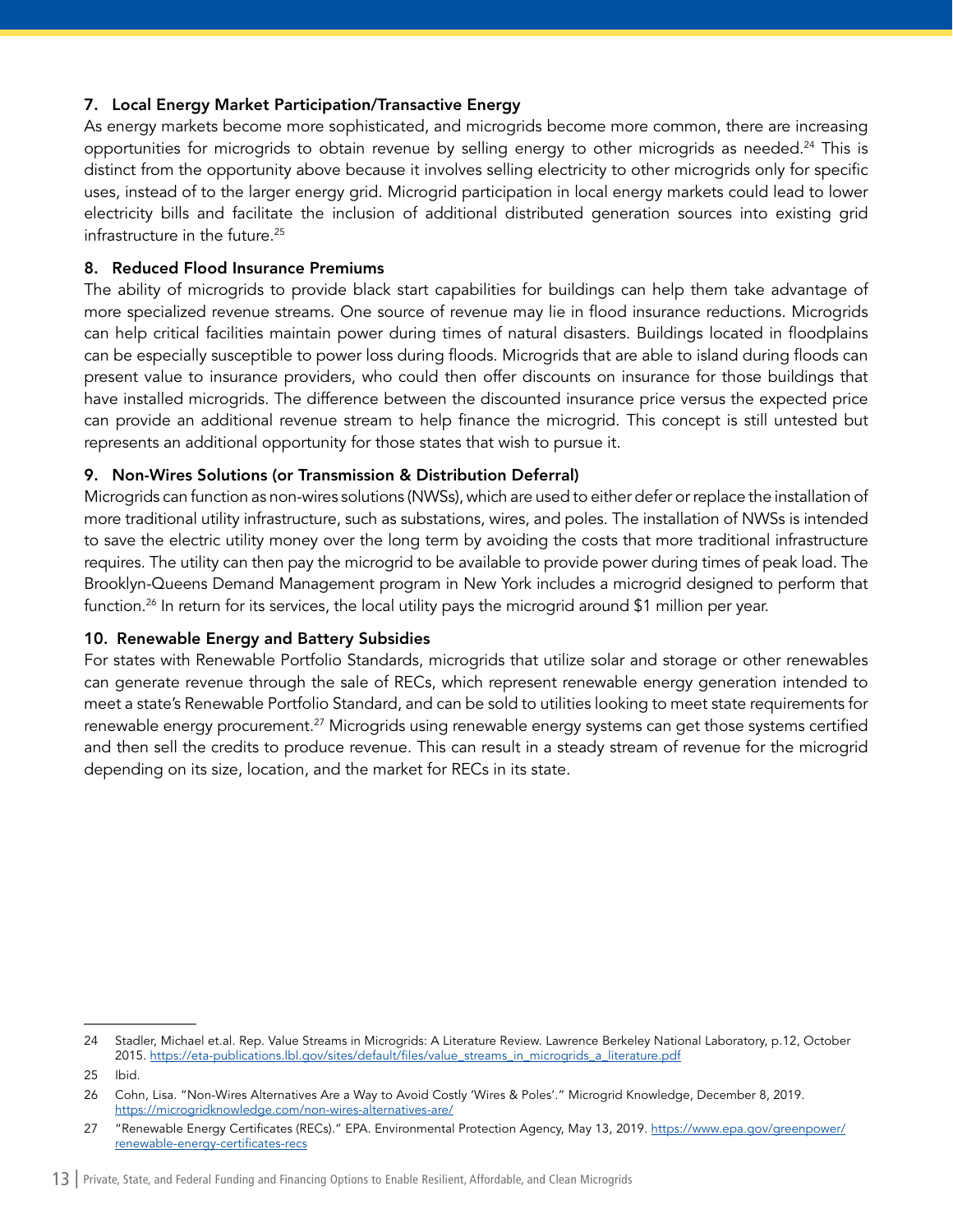### 7. Local Energy Market Participation/Transactive Energy

As energy markets become more sophisticated, and microgrids become more common, there are increasing opportunities for microgrids to obtain revenue by selling energy to other microgrids as needed.[24] This is distinct from the opportunity above because it involves selling electricity to other microgrids only for specific uses, instead of to the larger energy grid. Microgrid participation in local energy markets could lead to lower electricity bills and facilitate the inclusion of additional distributed generation sources into existing grid infrastructure in the future.[25]

### 8. Reduced Flood Insurance Premiums

The ability of microgrids to provide black start capabilities for buildings can help them take advantage of more specialized revenue streams. One source of revenue may lie in flood insurance reductions. Microgrids can help critical facilities maintain power during times of natural disasters. Buildings located in floodplains can be especially susceptible to power loss during floods. Microgrids that are able to island during floods can present value to insurance providers, who could then offer discounts on insurance for those buildings that have installed microgrids. The difference between the discounted insurance price versus the expected price can provide an additional revenue stream to help finance the microgrid. This concept is still untested but represents an additional opportunity for those states that wish to pursue it.

### 9. Non-Wires Solutions (or Transmission & Distribution Deferral)

Microgrids can function as non-wires solutions (NWSs), which are used to either defer or replace the installation of more traditional utility infrastructure, such as substations, wires, and poles. The installation of NWSs is intended to save the electric utility money over the long term by avoiding the costs that more traditional infrastructure requires. The utility can then pay the microgrid to be available to provide power during times of peak load. The Brooklyn-Queens Demand Management program in New York includes a microgrid designed to perform that function.[26] In return for its services, the local utility pays the microgrid around $1 million per year.

### 10. Renewable Energy and Battery Subsidies

For states with Renewable Portfolio Standards, microgrids that utilize solar and storage or other renewables can generate revenue through the sale of RECs, which represent renewable energy generation intended to meet a state's Renewable Portfolio Standard, and can be sold to utilities looking to meet state requirements for renewable energy procurement.[27] Microgrids using renewable energy systems can get those systems certified and then sell the credits to produce revenue. This can result in a steady stream of revenue for the microgrid depending on its size, location, and the market for RECs in its state.

---

24 Stadler, Michael et.al. Rep. Value Streams in Microgrids: A Literature Review. Lawrence Berkeley National Laboratory, p.12, October 2015. https://eta-publications.lbl.gov/sites/default/files/value_streams_in_microgrids_a_literature.pdf

25 Ibid.

26 Cohn, Lisa. "Non-Wires Alternatives Are a Way to Avoid Costly 'Wires & Poles'." Microgrid Knowledge, December 8, 2019. https://microgridknowledge.com/non-wires-alternatives-are/

27 "Renewable Energy Certificates (RECs)." EPA. Environmental Protection Agency, May 13, 2019. https://www.epa.gov/greenpower/renewable-energy-certificates-recs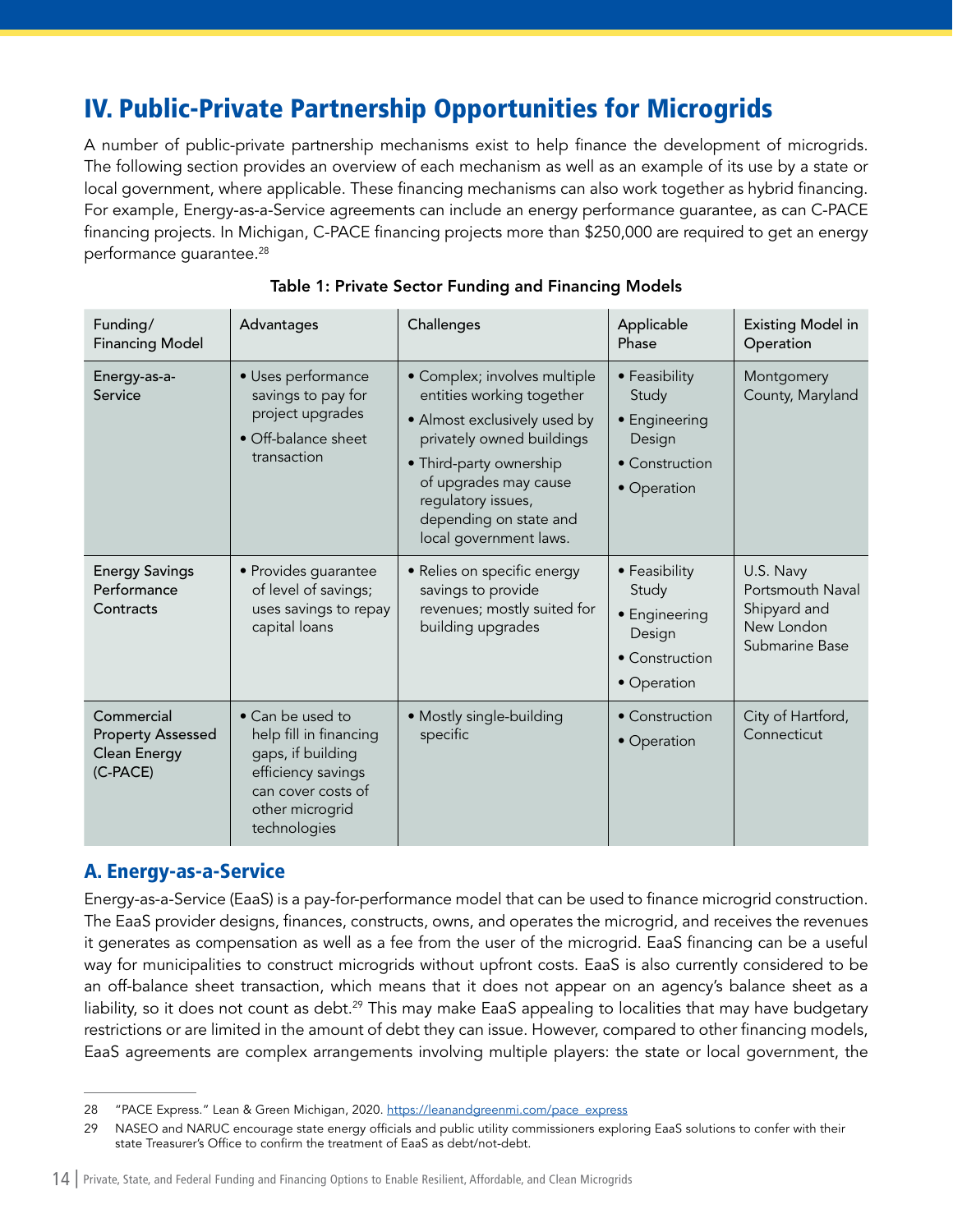# IV. Public-Private Partnership Opportunities for Microgrids

A number of public-private partnership mechanisms exist to help finance the development of microgrids. The following section provides an overview of each mechanism as well as an example of its use by a state or local government, where applicable. These financing mechanisms can also work together as hybrid financing. For example, Energy-as-a-Service agreements can include an energy performance guarantee, as can C-PACE financing projects. In Michigan, C-PACE financing projects more than $250,000 are required to get an energy performance guarantee.[28]

**Table 1: Private Sector Funding and Financing Models**

| Funding/ Financing Model | Advantages | Challenges | Applicable Phase | Existing Model in Operation |
|---|---|---|---|---|
| Energy-as-a-Service | • Uses performance savings to pay for project upgrades<br>• Off-balance sheet transaction | • Complex; involves multiple entities working together<br>• Almost exclusively used by privately owned buildings<br>• Third-party ownership of upgrades may cause regulatory issues, depending on state and local government laws. | • Feasibility Study<br>• Engineering Design<br>• Construction<br>• Operation | Montgomery County, Maryland |
| Energy Savings Performance Contracts | • Provides guarantee of level of savings; uses savings to repay capital loans | • Relies on specific energy savings to provide revenues; mostly suited for building upgrades | • Feasibility Study<br>• Engineering Design<br>• Construction<br>• Operation | U.S. Navy Portsmouth Naval Shipyard and New London Submarine Base |
| Commercial Property Assessed Clean Energy (C-PACE) | • Can be used to help fill in financing gaps, if building efficiency savings can cover costs of other microgrid technologies | • Mostly single-building specific | • Construction<br>• Operation | City of Hartford, Connecticut |

## A. Energy-as-a-Service

Energy-as-a-Service (EaaS) is a pay-for-performance model that can be used to finance microgrid construction. The EaaS provider designs, finances, constructs, owns, and operates the microgrid, and receives the revenues it generates as compensation as well as a fee from the user of the microgrid. EaaS financing can be a useful way for municipalities to construct microgrids without upfront costs. EaaS is also currently considered to be an off-balance sheet transaction, which means that it does not appear on an agency's balance sheet as a liability, so it does not count as debt.[29] This may make EaaS appealing to localities that may have budgetary restrictions or are limited in the amount of debt they can issue. However, compared to other financing models, EaaS agreements are complex arrangements involving multiple players: the state or local government, the

---

28 "PACE Express." Lean & Green Michigan, 2020. https://leanandgreenmi.com/pace_express

29 NASEO and NARUC encourage state energy officials and public utility commissioners exploring EaaS solutions to confer with their state Treasurer's Office to confirm the treatment of EaaS as debt/not-debt.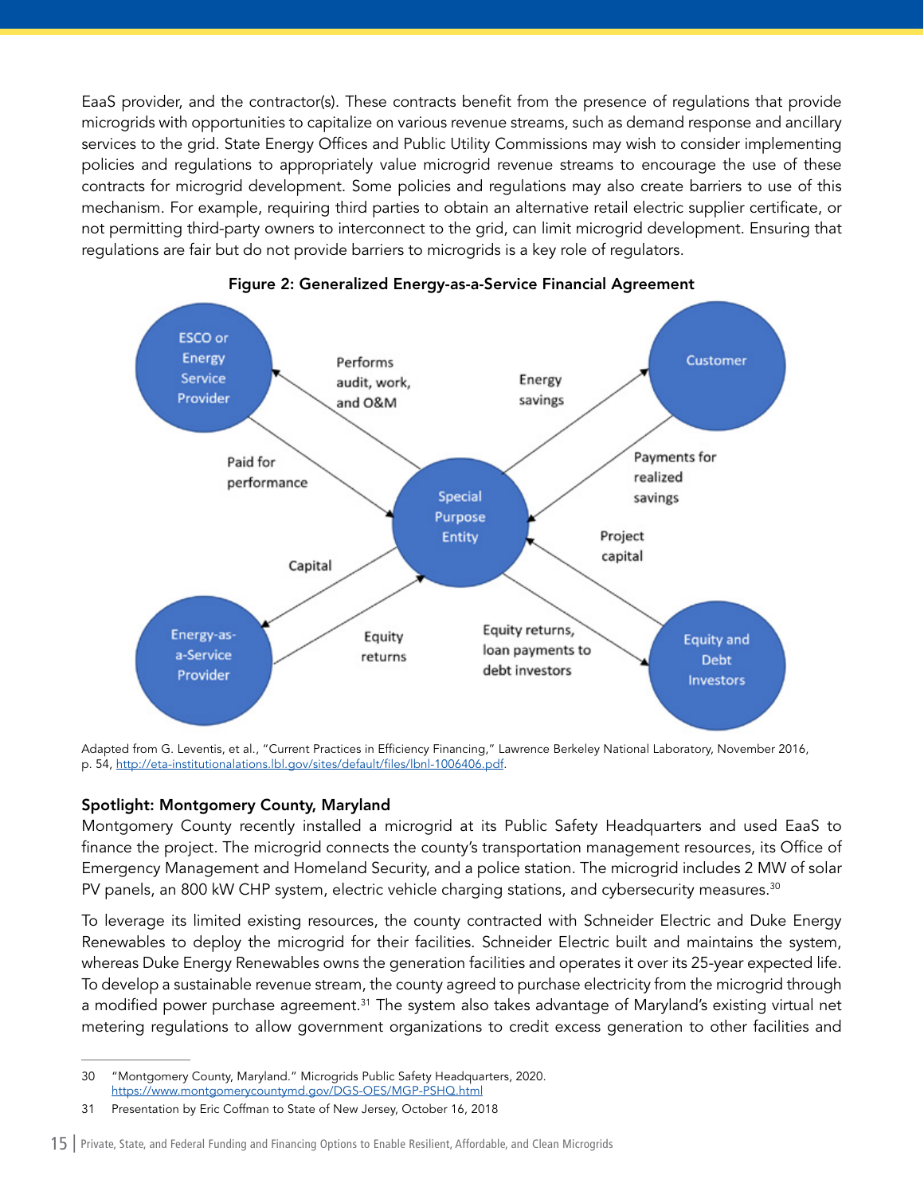EaaS provider, and the contractor(s). These contracts benefit from the presence of regulations that provide microgrids with opportunities to capitalize on various revenue streams, such as demand response and ancillary services to the grid. State Energy Offices and Public Utility Commissions may wish to consider implementing policies and regulations to appropriately value microgrid revenue streams to encourage the use of these contracts for microgrid development. Some policies and regulations may also create barriers to use of this mechanism. For example, requiring third parties to obtain an alternative retail electric supplier certificate, or not permitting third-party owners to interconnect to the grid, can limit microgrid development. Ensuring that regulations are fair but do not provide barriers to microgrids is a key role of regulators.

**Figure 2: Generalized Energy-as-a-Service Financial Agreement**

Adapted from G. Leventis, et al., "Current Practices in Efficiency Financing," Lawrence Berkeley National Laboratory, November 2016, p. 54, http://eta-institutionalations.lbl.gov/sites/default/files/lbnl-1006406.pdf.

### Spotlight: Montgomery County, Maryland

Montgomery County recently installed a microgrid at its Public Safety Headquarters and used EaaS to finance the project. The microgrid connects the county's transportation management resources, its Office of Emergency Management and Homeland Security, and a police station. The microgrid includes 2 MW of solar PV panels, an 800 kW CHP system, electric vehicle charging stations, and cybersecurity measures.[30]

To leverage its limited existing resources, the county contracted with Schneider Electric and Duke Energy Renewables to deploy the microgrid for their facilities. Schneider Electric built and maintains the system, whereas Duke Energy Renewables owns the generation facilities and operates it over its 25-year expected life. To develop a sustainable revenue stream, the county agreed to purchase electricity from the microgrid through a modified power purchase agreement.[31] The system also takes advantage of Maryland's existing virtual net metering regulations to allow government organizations to credit excess generation to other facilities and

---

30 "Montgomery County, Maryland." Microgrids Public Safety Headquarters, 2020. https://www.montgomerycountymd.gov/DGS-OES/MGP-PSHQ.html

31 Presentation by Eric Coffman to State of New Jersey, October 16, 2018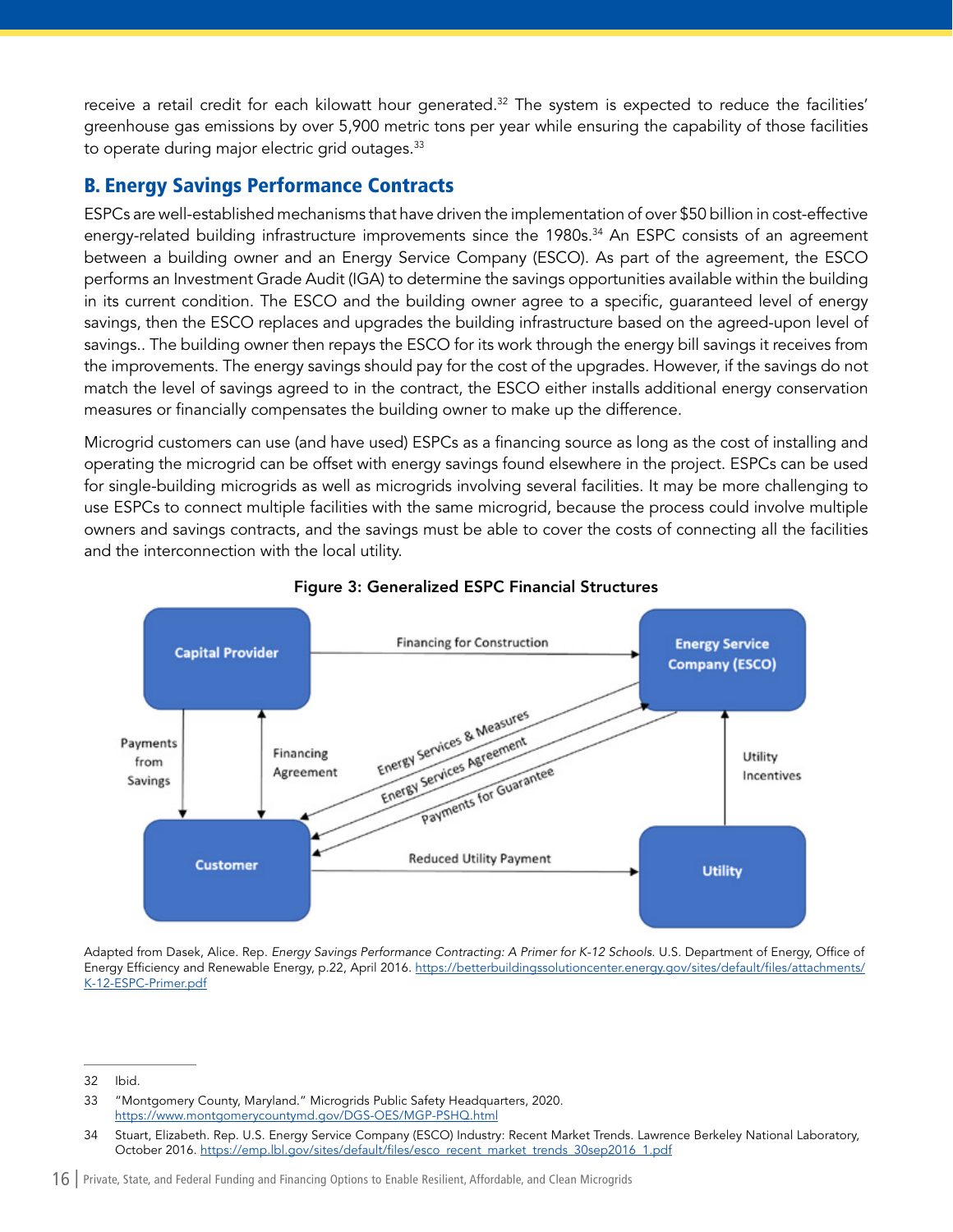receive a retail credit for each kilowatt hour generated.[32] The system is expected to reduce the facilities' greenhouse gas emissions by over 5,900 metric tons per year while ensuring the capability of those facilities to operate during major electric grid outages.[33]

## B. Energy Savings Performance Contracts

ESPCs are well-established mechanisms that have driven the implementation of over $50 billion in cost-effective energy-related building infrastructure improvements since the 1980s.[34] An ESPC consists of an agreement between a building owner and an Energy Service Company (ESCO). As part of the agreement, the ESCO performs an Investment Grade Audit (IGA) to determine the savings opportunities available within the building in its current condition. The ESCO and the building owner agree to a specific, guaranteed level of energy savings, then the ESCO replaces and upgrades the building infrastructure based on the agreed-upon level of savings.. The building owner then repays the ESCO for its work through the energy bill savings it receives from the improvements. The energy savings should pay for the cost of the upgrades. However, if the savings do not match the level of savings agreed to in the contract, the ESCO either installs additional energy conservation measures or financially compensates the building owner to make up the difference.

Microgrid customers can use (and have used) ESPCs as a financing source as long as the cost of installing and operating the microgrid can be offset with energy savings found elsewhere in the project. ESPCs can be used for single-building microgrids as well as microgrids involving several facilities. It may be more challenging to use ESPCs to connect multiple facilities with the same microgrid, because the process could involve multiple owners and savings contracts, and the savings must be able to cover the costs of connecting all the facilities and the interconnection with the local utility.

**Figure 3: Generalized ESPC Financial Structures**

Capital Provider → Energy Service Company (ESCO): Financing for Construction

Capital Provider ↔ Customer: Financing Agreement

Customer → Capital Provider: Payments from Savings

ESCO → Customer: Energy Services & Measures

ESCO ↔ Customer: Energy Services Agreement

Customer → ESCO: Payments for Guarantee

Customer → Utility: Reduced Utility Payment

Utility → ESCO: Utility Incentives

Adapted from Dasek, Alice. Rep. *Energy Savings Performance Contracting: A Primer for K-12 Schools.* U.S. Department of Energy, Office of Energy Efficiency and Renewable Energy, p.22, April 2016. https://betterbuildingssolutioncenter.energy.gov/sites/default/files/attachments/K-12-ESPC-Primer.pdf

---

32 Ibid.

33 "Montgomery County, Maryland." Microgrids Public Safety Headquarters, 2020. https://www.montgomerycountymd.gov/DGS-OES/MGP-PSHQ.html

34 Stuart, Elizabeth. Rep. U.S. Energy Service Company (ESCO) Industry: Recent Market Trends. Lawrence Berkeley National Laboratory, October 2016. https://emp.lbl.gov/sites/default/files/esco_recent_market_trends_30sep2016_1.pdf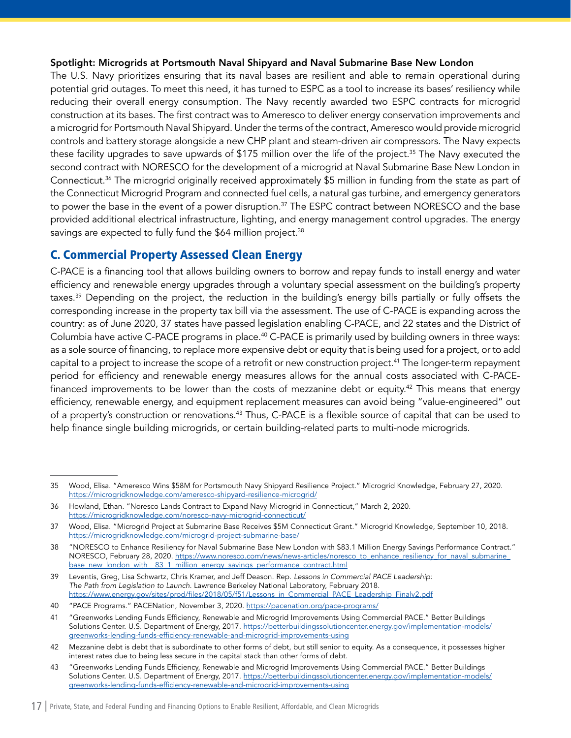**Spotlight: Microgrids at Portsmouth Naval Shipyard and Naval Submarine Base New London**

The U.S. Navy prioritizes ensuring that its naval bases are resilient and able to remain operational during potential grid outages. To meet this need, it has turned to ESPC as a tool to increase its bases' resiliency while reducing their overall energy consumption. The Navy recently awarded two ESPC contracts for microgrid construction at its bases. The first contract was to Ameresco to deliver energy conservation improvements and a microgrid for Portsmouth Naval Shipyard. Under the terms of the contract, Ameresco would provide microgrid controls and battery storage alongside a new CHP plant and steam-driven air compressors. The Navy expects these facility upgrades to save upwards of $175 million over the life of the project.[35] The Navy executed the second contract with NORESCO for the development of a microgrid at Naval Submarine Base New London in Connecticut.[36] The microgrid originally received approximately $5 million in funding from the state as part of the Connecticut Microgrid Program and connected fuel cells, a natural gas turbine, and emergency generators to power the base in the event of a power disruption.[37] The ESPC contract between NORESCO and the base provided additional electrical infrastructure, lighting, and energy management control upgrades. The energy savings are expected to fully fund the $64 million project.[38]

## C. Commercial Property Assessed Clean Energy

C-PACE is a financing tool that allows building owners to borrow and repay funds to install energy and water efficiency and renewable energy upgrades through a voluntary special assessment on the building's property taxes.[39] Depending on the project, the reduction in the building's energy bills partially or fully offsets the corresponding increase in the property tax bill via the assessment. The use of C-PACE is expanding across the country: as of June 2020, 37 states have passed legislation enabling C-PACE, and 22 states and the District of Columbia have active C-PACE programs in place.[40] C-PACE is primarily used by building owners in three ways: as a sole source of financing, to replace more expensive debt or equity that is being used for a project, or to add capital to a project to increase the scope of a retrofit or new construction project.[41] The longer-term repayment period for efficiency and renewable energy measures allows for the annual costs associated with C-PACE-financed improvements to be lower than the costs of mezzanine debt or equity.[42] This means that energy efficiency, renewable energy, and equipment replacement measures can avoid being "value-engineered" out of a property's construction or renovations.[43] Thus, C-PACE is a flexible source of capital that can be used to help finance single building microgrids, or certain building-related parts to multi-node microgrids.

---

35 Wood, Elisa. "Ameresco Wins $58M for Portsmouth Navy Shipyard Resilience Project." Microgrid Knowledge, February 27, 2020. https://microgridknowledge.com/ameresco-shipyard-resilience-microgrid/

36 Howland, Ethan. "Noresco Lands Contract to Expand Navy Microgrid in Connecticut," March 2, 2020. https://microgridknowledge.com/noresco-navy-microgrid-connecticut/

37 Wood, Elisa. "Microgrid Project at Submarine Base Receives $5M Connecticut Grant." Microgrid Knowledge, September 10, 2018. https://microgridknowledge.com/microgrid-project-submarine-base/

38 "NORESCO to Enhance Resiliency for Naval Submarine Base New London with $83.1 Million Energy Savings Performance Contract." NORESCO, February 28, 2020. https://www.noresco.com/news/news-articles/noresco_to_enhance_resiliency_for_naval_submarine_base_new_london_with__83_1_million_energy_savings_performance_contract.html

39 Leventis, Greg, Lisa Schwartz, Chris Kramer, and Jeff Deason. Rep. *Lessons in Commercial PACE Leadership: The Path from Legislation to Launch*. Lawrence Berkeley National Laboratory, February 2018. https://www.energy.gov/sites/prod/files/2018/05/f51/Lessons_in_Commercial_PACE_Leadership_Finalv2.pdf

40 "PACE Programs." PACENation, November 3, 2020. https://pacenation.org/pace-programs/

41 "Greenworks Lending Funds Efficiency, Renewable and Microgrid Improvements Using Commercial PACE." Better Buildings Solutions Center. U.S. Department of Energy, 2017. https://betterbuildingssolutioncenter.energy.gov/implementation-models/greenworks-lending-funds-efficiency-renewable-and-microgrid-improvements-using

42 Mezzanine debt is debt that is subordinate to other forms of debt, but still senior to equity. As a consequence, it possesses higher interest rates due to being less secure in the capital stack than other forms of debt.

43 "Greenworks Lending Funds Efficiency, Renewable and Microgrid Improvements Using Commercial PACE." Better Buildings Solutions Center. U.S. Department of Energy, 2017. https://betterbuildingssolutioncenter.energy.gov/implementation-models/greenworks-lending-funds-efficiency-renewable-and-microgrid-improvements-using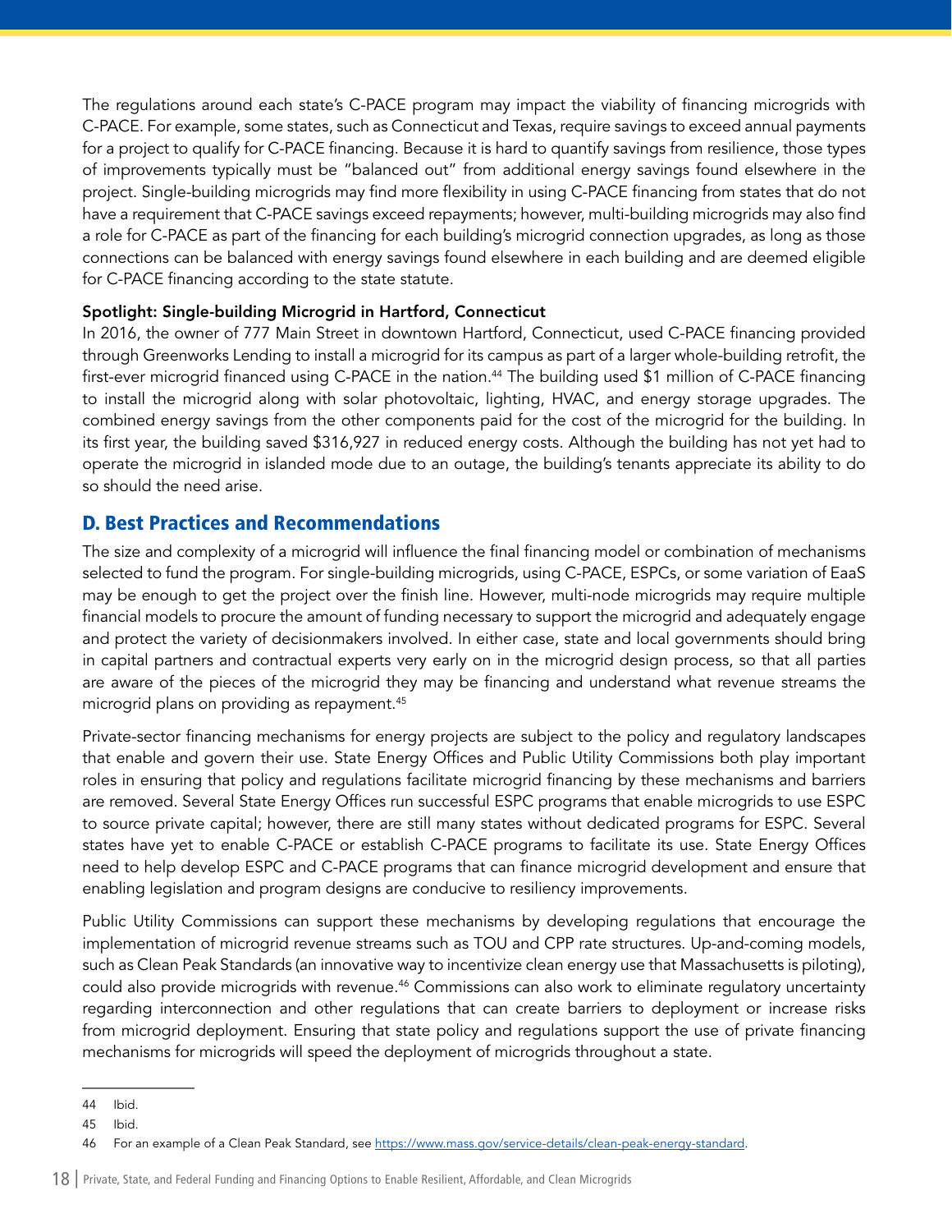The regulations around each state's C-PACE program may impact the viability of financing microgrids with C-PACE. For example, some states, such as Connecticut and Texas, require savings to exceed annual payments for a project to qualify for C-PACE financing. Because it is hard to quantify savings from resilience, those types of improvements typically must be "balanced out" from additional energy savings found elsewhere in the project. Single-building microgrids may find more flexibility in using C-PACE financing from states that do not have a requirement that C-PACE savings exceed repayments; however, multi-building microgrids may also find a role for C-PACE as part of the financing for each building's microgrid connection upgrades, as long as those connections can be balanced with energy savings found elsewhere in each building and are deemed eligible for C-PACE financing according to the state statute.

**Spotlight: Single-building Microgrid in Hartford, Connecticut**

In 2016, the owner of 777 Main Street in downtown Hartford, Connecticut, used C-PACE financing provided through Greenworks Lending to install a microgrid for its campus as part of a larger whole-building retrofit, the first-ever microgrid financed using C-PACE in the nation.[44] The building used $1 million of C-PACE financing to install the microgrid along with solar photovoltaic, lighting, HVAC, and energy storage upgrades. The combined energy savings from the other components paid for the cost of the microgrid for the building. In its first year, the building saved $316,927 in reduced energy costs. Although the building has not yet had to operate the microgrid in islanded mode due to an outage, the building's tenants appreciate its ability to do so should the need arise.

## D. Best Practices and Recommendations

The size and complexity of a microgrid will influence the final financing model or combination of mechanisms selected to fund the program. For single-building microgrids, using C-PACE, ESPCs, or some variation of EaaS may be enough to get the project over the finish line. However, multi-node microgrids may require multiple financial models to procure the amount of funding necessary to support the microgrid and adequately engage and protect the variety of decisionmakers involved. In either case, state and local governments should bring in capital partners and contractual experts very early on in the microgrid design process, so that all parties are aware of the pieces of the microgrid they may be financing and understand what revenue streams the microgrid plans on providing as repayment.[45]

Private-sector financing mechanisms for energy projects are subject to the policy and regulatory landscapes that enable and govern their use. State Energy Offices and Public Utility Commissions both play important roles in ensuring that policy and regulations facilitate microgrid financing by these mechanisms and barriers are removed. Several State Energy Offices run successful ESPC programs that enable microgrids to use ESPC to source private capital; however, there are still many states without dedicated programs for ESPC. Several states have yet to enable C-PACE or establish C-PACE programs to facilitate its use. State Energy Offices need to help develop ESPC and C-PACE programs that can finance microgrid development and ensure that enabling legislation and program designs are conducive to resiliency improvements.

Public Utility Commissions can support these mechanisms by developing regulations that encourage the implementation of microgrid revenue streams such as TOU and CPP rate structures. Up-and-coming models, such as Clean Peak Standards (an innovative way to incentivize clean energy use that Massachusetts is piloting), could also provide microgrids with revenue.[46] Commissions can also work to eliminate regulatory uncertainty regarding interconnection and other regulations that can create barriers to deployment or increase risks from microgrid deployment. Ensuring that state policy and regulations support the use of private financing mechanisms for microgrids will speed the deployment of microgrids throughout a state.

---

44 Ibid.

45 Ibid.

46 For an example of a Clean Peak Standard, see https://www.mass.gov/service-details/clean-peak-energy-standard.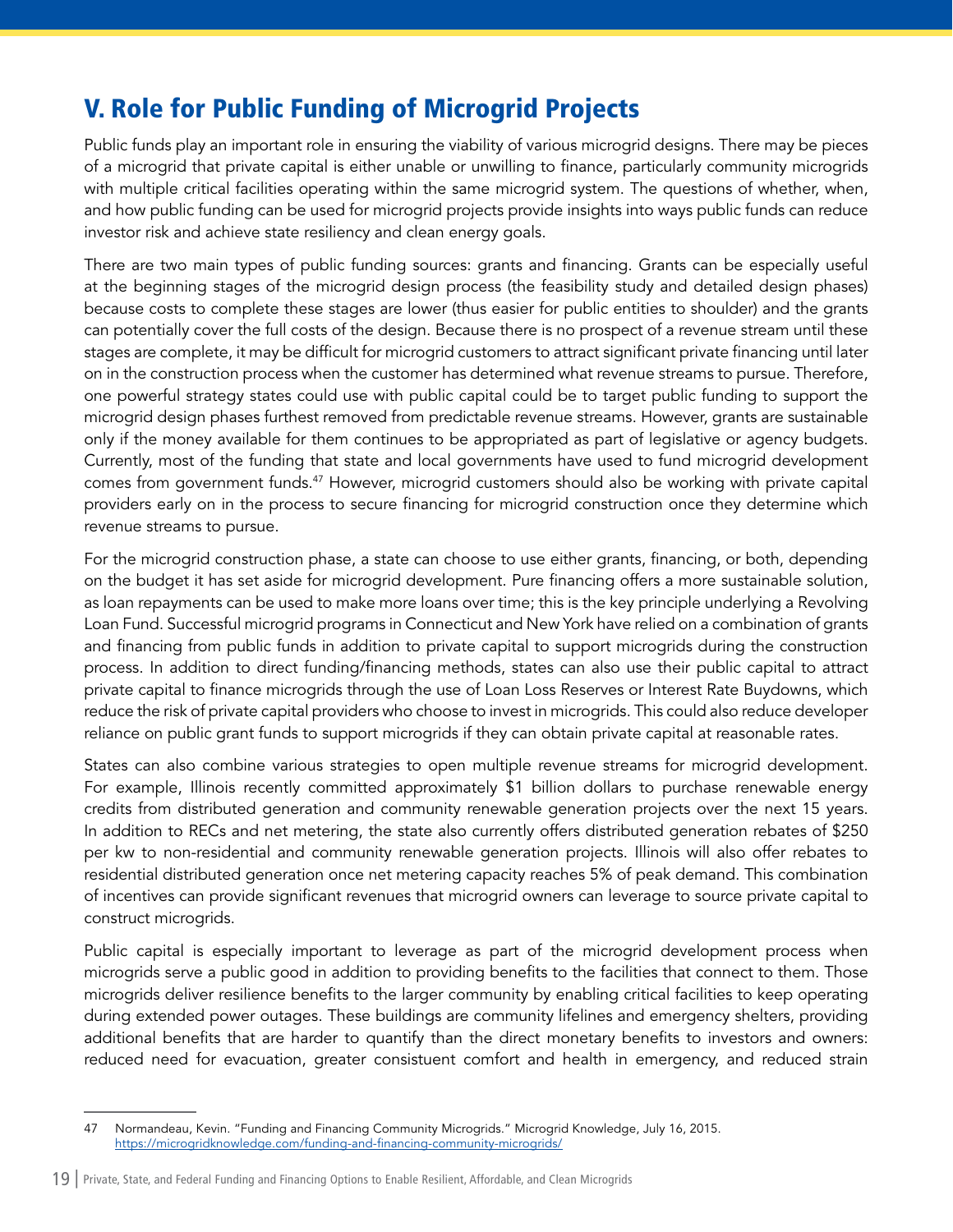## V. Role for Public Funding of Microgrid Projects

Public funds play an important role in ensuring the viability of various microgrid designs. There may be pieces of a microgrid that private capital is either unable or unwilling to finance, particularly community microgrids with multiple critical facilities operating within the same microgrid system. The questions of whether, when, and how public funding can be used for microgrid projects provide insights into ways public funds can reduce investor risk and achieve state resiliency and clean energy goals.

There are two main types of public funding sources: grants and financing. Grants can be especially useful at the beginning stages of the microgrid design process (the feasibility study and detailed design phases) because costs to complete these stages are lower (thus easier for public entities to shoulder) and the grants can potentially cover the full costs of the design. Because there is no prospect of a revenue stream until these stages are complete, it may be difficult for microgrid customers to attract significant private financing until later on in the construction process when the customer has determined what revenue streams to pursue. Therefore, one powerful strategy states could use with public capital could be to target public funding to support the microgrid design phases furthest removed from predictable revenue streams. However, grants are sustainable only if the money available for them continues to be appropriated as part of legislative or agency budgets. Currently, most of the funding that state and local governments have used to fund microgrid development comes from government funds.[47] However, microgrid customers should also be working with private capital providers early on in the process to secure financing for microgrid construction once they determine which revenue streams to pursue.

For the microgrid construction phase, a state can choose to use either grants, financing, or both, depending on the budget it has set aside for microgrid development. Pure financing offers a more sustainable solution, as loan repayments can be used to make more loans over time; this is the key principle underlying a Revolving Loan Fund. Successful microgrid programs in Connecticut and New York have relied on a combination of grants and financing from public funds in addition to private capital to support microgrids during the construction process. In addition to direct funding/financing methods, states can also use their public capital to attract private capital to finance microgrids through the use of Loan Loss Reserves or Interest Rate Buydowns, which reduce the risk of private capital providers who choose to invest in microgrids. This could also reduce developer reliance on public grant funds to support microgrids if they can obtain private capital at reasonable rates.

States can also combine various strategies to open multiple revenue streams for microgrid development. For example, Illinois recently committed approximately $1 billion dollars to purchase renewable energy credits from distributed generation and community renewable generation projects over the next 15 years. In addition to RECs and net metering, the state also currently offers distributed generation rebates of $250 per kw to non-residential and community renewable generation projects. Illinois will also offer rebates to residential distributed generation once net metering capacity reaches 5% of peak demand. This combination of incentives can provide significant revenues that microgrid owners can leverage to source private capital to construct microgrids.

Public capital is especially important to leverage as part of the microgrid development process when microgrids serve a public good in addition to providing benefits to the facilities that connect to them. Those microgrids deliver resilience benefits to the larger community by enabling critical facilities to keep operating during extended power outages. These buildings are community lifelines and emergency shelters, providing additional benefits that are harder to quantify than the direct monetary benefits to investors and owners: reduced need for evacuation, greater consistuent comfort and health in emergency, and reduced strain

---

47 Normandeau, Kevin. "Funding and Financing Community Microgrids." Microgrid Knowledge, July 16, 2015. https://microgridknowledge.com/funding-and-financing-community-microgrids/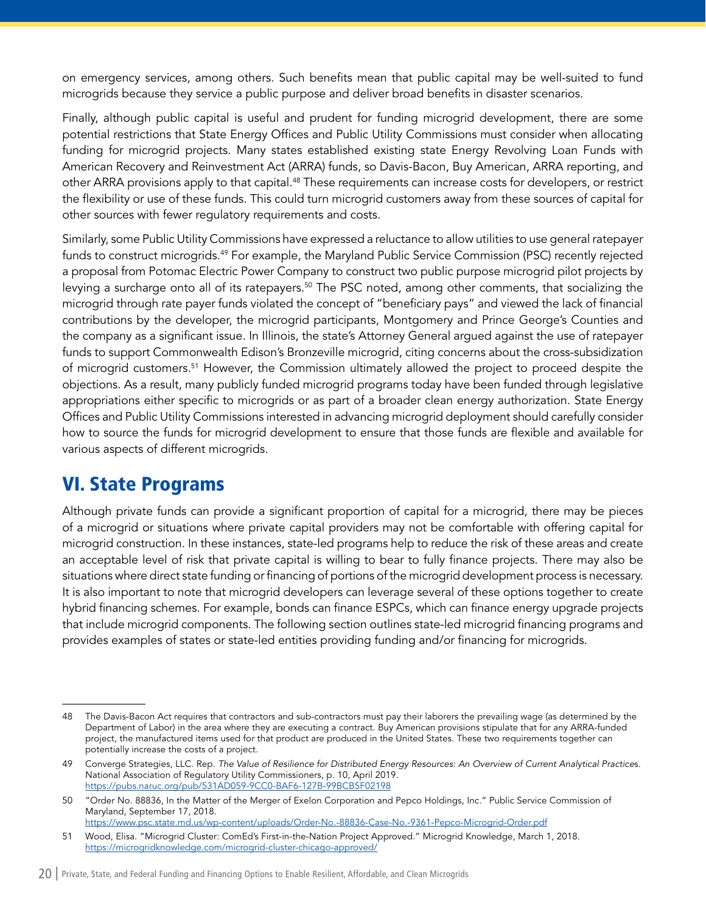on emergency services, among others. Such benefits mean that public capital may be well-suited to fund microgrids because they service a public purpose and deliver broad benefits in disaster scenarios.

Finally, although public capital is useful and prudent for funding microgrid development, there are some potential restrictions that State Energy Offices and Public Utility Commissions must consider when allocating funding for microgrid projects. Many states established existing state Energy Revolving Loan Funds with American Recovery and Reinvestment Act (ARRA) funds, so Davis-Bacon, Buy American, ARRA reporting, and other ARRA provisions apply to that capital.[48] These requirements can increase costs for developers, or restrict the flexibility or use of these funds. This could turn microgrid customers away from these sources of capital for other sources with fewer regulatory requirements and costs.

Similarly, some Public Utility Commissions have expressed a reluctance to allow utilities to use general ratepayer funds to construct microgrids.[49] For example, the Maryland Public Service Commission (PSC) recently rejected a proposal from Potomac Electric Power Company to construct two public purpose microgrid pilot projects by levying a surcharge onto all of its ratepayers.[50] The PSC noted, among other comments, that socializing the microgrid through rate payer funds violated the concept of "beneficiary pays" and viewed the lack of financial contributions by the developer, the microgrid participants, Montgomery and Prince George's Counties and the company as a significant issue. In Illinois, the state's Attorney General argued against the use of ratepayer funds to support Commonwealth Edison's Bronzeville microgrid, citing concerns about the cross-subsidization of microgrid customers.[51] However, the Commission ultimately allowed the project to proceed despite the objections. As a result, many publicly funded microgrid programs today have been funded through legislative appropriations either specific to microgrids or as part of a broader clean energy authorization. State Energy Offices and Public Utility Commissions interested in advancing microgrid deployment should carefully consider how to source the funds for microgrid development to ensure that those funds are flexible and available for various aspects of different microgrids.

## VI. State Programs

Although private funds can provide a significant proportion of capital for a microgrid, there may be pieces of a microgrid or situations where private capital providers may not be comfortable with offering capital for microgrid construction. In these instances, state-led programs help to reduce the risk of these areas and create an acceptable level of risk that private capital is willing to bear to fully finance projects. There may also be situations where direct state funding or financing of portions of the microgrid development process is necessary. It is also important to note that microgrid developers can leverage several of these options together to create hybrid financing schemes. For example, bonds can finance ESPCs, which can finance energy upgrade projects that include microgrid components. The following section outlines state-led microgrid financing programs and provides examples of states or state-led entities providing funding and/or financing for microgrids.

---

48 The Davis-Bacon Act requires that contractors and sub-contractors must pay their laborers the prevailing wage (as determined by the Department of Labor) in the area where they are executing a contract. Buy American provisions stipulate that for any ARRA-funded project, the manufactured items used for that product are produced in the United States. These two requirements together can potentially increase the costs of a project.

49 Converge Strategies, LLC. Rep. *The Value of Resilience for Distributed Energy Resources: An Overview of Current Analytical Practices*. National Association of Regulatory Utility Commissioners, p. 10, April 2019. https://pubs.naruc.org/pub/531AD059-9CC0-BAF6-127B-99BCB5F02198

50 "Order No. 88836, In the Matter of the Merger of Exelon Corporation and Pepco Holdings, Inc." Public Service Commission of Maryland, September 17, 2018. https://www.psc.state.md.us/wp-content/uploads/Order-No.-88836-Case-No.-9361-Pepco-Microgrid-Order.pdf

51 Wood, Elisa. "Microgrid Cluster: ComEd's First-in-the-Nation Project Approved." Microgrid Knowledge, March 1, 2018. https://microgridknowledge.com/microgrid-cluster-chicago-approved/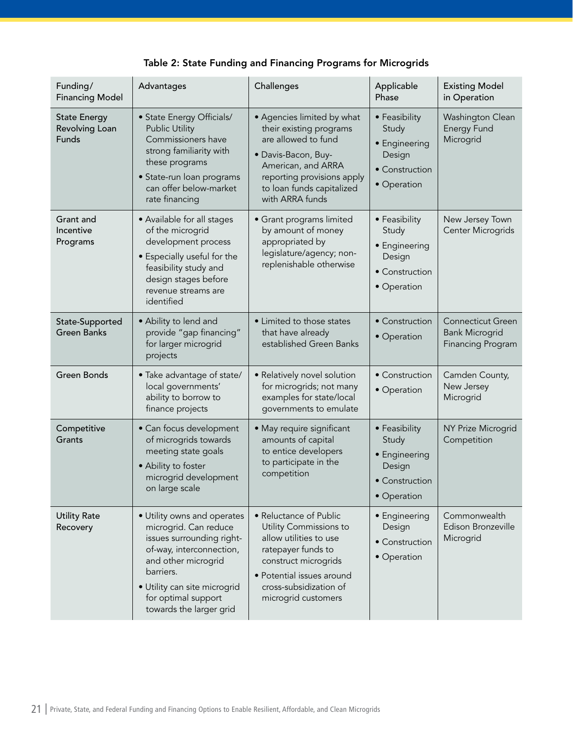**Table 2: State Funding and Financing Programs for Microgrids**

| Funding/ Financing Model | Advantages | Challenges | Applicable Phase | Existing Model in Operation |
|---|---|---|---|---|
| **State Energy Revolving Loan Funds** | • State Energy Officials/ Public Utility Commissioners have strong familiarity with these programs<br>• State-run loan programs can offer below-market rate financing | • Agencies limited by what their existing programs are allowed to fund<br>• Davis-Bacon, Buy-American, and ARRA reporting provisions apply to loan funds capitalized with ARRA funds | • Feasibility Study<br>• Engineering Design<br>• Construction<br>• Operation | Washington Clean Energy Fund Microgrid |
| **Grant and Incentive Programs** | • Available for all stages of the microgrid development process<br>• Especially useful for the feasibility study and design stages before revenue streams are identified | • Grant programs limited by amount of money appropriated by legislature/agency; non-replenishable otherwise | • Feasibility Study<br>• Engineering Design<br>• Construction<br>• Operation | New Jersey Town Center Microgrids |
| **State-Supported Green Banks** | • Ability to lend and provide "gap financing" for larger microgrid projects | • Limited to those states that have already established Green Banks | • Construction<br>• Operation | Connecticut Green Bank Microgrid Financing Program |
| **Green Bonds** | • Take advantage of state/ local governments' ability to borrow to finance projects | • Relatively novel solution for microgrids; not many examples for state/local governments to emulate | • Construction<br>• Operation | Camden County, New Jersey Microgrid |
| **Competitive Grants** | • Can focus development of microgrids towards meeting state goals<br>• Ability to foster microgrid development on large scale | • May require significant amounts of capital to entice developers to participate in the competition | • Feasibility Study<br>• Engineering Design<br>• Construction<br>• Operation | NY Prize Microgrid Competition |
| **Utility Rate Recovery** | • Utility owns and operates microgrid. Can reduce issues surrounding right-of-way, interconnection, and other microgrid barriers.<br>• Utility can site microgrid for optimal support towards the larger grid | • Reluctance of Public Utility Commissions to allow utilities to use ratepayer funds to construct microgrids<br>• Potential issues around cross-subsidization of microgrid customers | • Engineering Design<br>• Construction<br>• Operation | Commonwealth Edison Bronzeville Microgrid |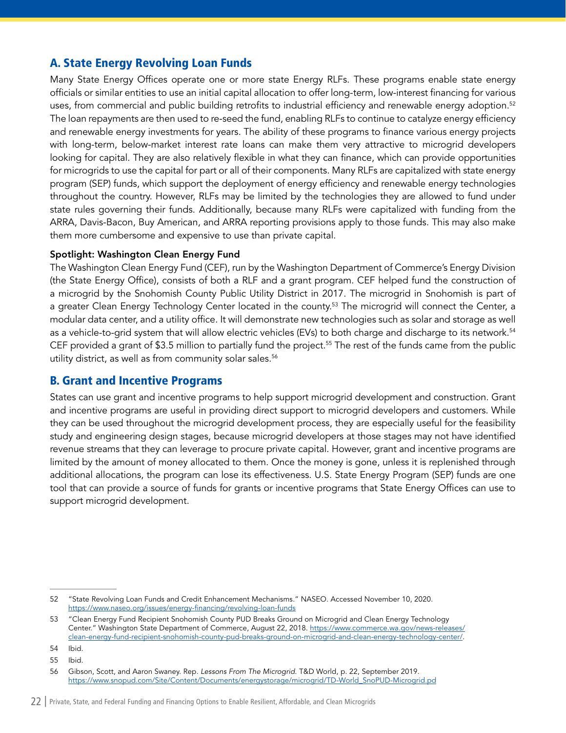## A. State Energy Revolving Loan Funds

Many State Energy Offices operate one or more state Energy RLFs. These programs enable state energy officials or similar entities to use an initial capital allocation to offer long-term, low-interest financing for various uses, from commercial and public building retrofits to industrial efficiency and renewable energy adoption.[52] The loan repayments are then used to re-seed the fund, enabling RLFs to continue to catalyze energy efficiency and renewable energy investments for years. The ability of these programs to finance various energy projects with long-term, below-market interest rate loans can make them very attractive to microgrid developers looking for capital. They are also relatively flexible in what they can finance, which can provide opportunities for microgrids to use the capital for part or all of their components. Many RLFs are capitalized with state energy program (SEP) funds, which support the deployment of energy efficiency and renewable energy technologies throughout the country. However, RLFs may be limited by the technologies they are allowed to fund under state rules governing their funds. Additionally, because many RLFs were capitalized with funding from the ARRA, Davis-Bacon, Buy American, and ARRA reporting provisions apply to those funds. This may also make them more cumbersome and expensive to use than private capital.

**Spotlight: Washington Clean Energy Fund**

The Washington Clean Energy Fund (CEF), run by the Washington Department of Commerce's Energy Division (the State Energy Office), consists of both a RLF and a grant program. CEF helped fund the construction of a microgrid by the Snohomish County Public Utility District in 2017. The microgrid in Snohomish is part of a greater Clean Energy Technology Center located in the county.[53] The microgrid will connect the Center, a modular data center, and a utility office. It will demonstrate new technologies such as solar and storage as well as a vehicle-to-grid system that will allow electric vehicles (EVs) to both charge and discharge to its network.[54] CEF provided a grant of $3.5 million to partially fund the project.[55] The rest of the funds came from the public utility district, as well as from community solar sales.[56]

## B. Grant and Incentive Programs

States can use grant and incentive programs to help support microgrid development and construction. Grant and incentive programs are useful in providing direct support to microgrid developers and customers. While they can be used throughout the microgrid development process, they are especially useful for the feasibility study and engineering design stages, because microgrid developers at those stages may not have identified revenue streams that they can leverage to procure private capital. However, grant and incentive programs are limited by the amount of money allocated to them. Once the money is gone, unless it is replenished through additional allocations, the program can lose its effectiveness. U.S. State Energy Program (SEP) funds are one tool that can provide a source of funds for grants or incentive programs that State Energy Offices can use to support microgrid development.

---

52 "State Revolving Loan Funds and Credit Enhancement Mechanisms." NASEO. Accessed November 10, 2020. https://www.naseo.org/issues/energy-financing/revolving-loan-funds

53 "Clean Energy Fund Recipient Snohomish County PUD Breaks Ground on Microgrid and Clean Energy Technology Center." Washington State Department of Commerce, August 22, 2018. https://www.commerce.wa.gov/news-releases/clean-energy-fund-recipient-snohomish-county-pud-breaks-ground-on-microgrid-and-clean-energy-technology-center/.

54 Ibid.

55 Ibid.

56 Gibson, Scott, and Aaron Swaney. Rep. *Lessons From The Microgrid.* T&D World, p. 22, September 2019. https://www.snopud.com/Site/Content/Documents/energystorage/microgrid/TD-World_SnoPUD-Microgrid.pd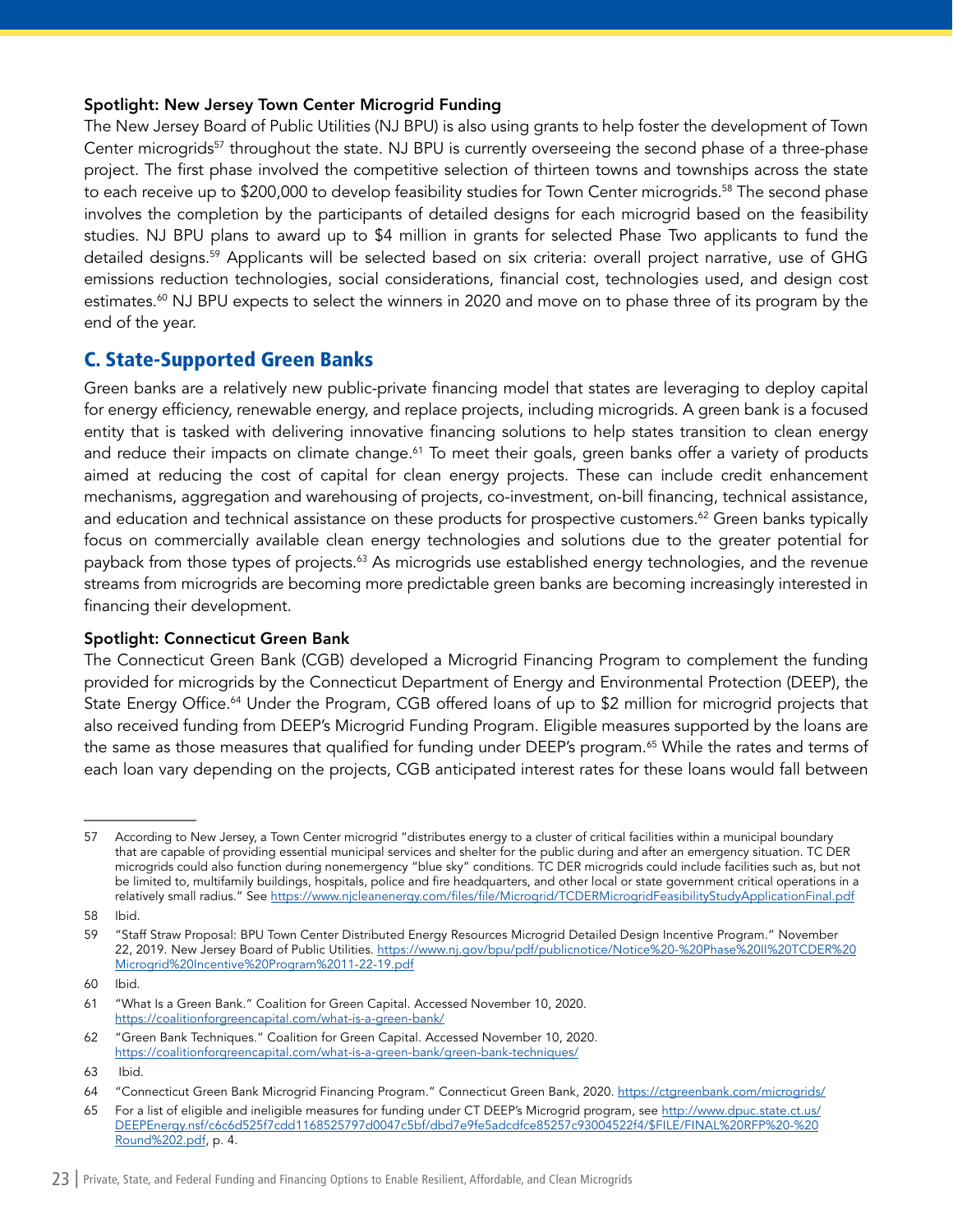**Spotlight: New Jersey Town Center Microgrid Funding**

The New Jersey Board of Public Utilities (NJ BPU) is also using grants to help foster the development of Town Center microgrids[57] throughout the state. NJ BPU is currently overseeing the second phase of a three-phase project. The first phase involved the competitive selection of thirteen towns and townships across the state to each receive up to $200,000 to develop feasibility studies for Town Center microgrids.[58] The second phase involves the completion by the participants of detailed designs for each microgrid based on the feasibility studies. NJ BPU plans to award up to $4 million in grants for selected Phase Two applicants to fund the detailed designs.[59] Applicants will be selected based on six criteria: overall project narrative, use of GHG emissions reduction technologies, social considerations, financial cost, technologies used, and design cost estimates.[60] NJ BPU expects to select the winners in 2020 and move on to phase three of its program by the end of the year.

## C. State-Supported Green Banks

Green banks are a relatively new public-private financing model that states are leveraging to deploy capital for energy efficiency, renewable energy, and replace projects, including microgrids. A green bank is a focused entity that is tasked with delivering innovative financing solutions to help states transition to clean energy and reduce their impacts on climate change.[61] To meet their goals, green banks offer a variety of products aimed at reducing the cost of capital for clean energy projects. These can include credit enhancement mechanisms, aggregation and warehousing of projects, co-investment, on-bill financing, technical assistance, and education and technical assistance on these products for prospective customers.[62] Green banks typically focus on commercially available clean energy technologies and solutions due to the greater potential for payback from those types of projects.[63] As microgrids use established energy technologies, and the revenue streams from microgrids are becoming more predictable green banks are becoming increasingly interested in financing their development.

**Spotlight: Connecticut Green Bank**

The Connecticut Green Bank (CGB) developed a Microgrid Financing Program to complement the funding provided for microgrids by the Connecticut Department of Energy and Environmental Protection (DEEP), the State Energy Office.[64] Under the Program, CGB offered loans of up to $2 million for microgrid projects that also received funding from DEEP's Microgrid Funding Program. Eligible measures supported by the loans are the same as those measures that qualified for funding under DEEP's program.[65] While the rates and terms of each loan vary depending on the projects, CGB anticipated interest rates for these loans would fall between

---

57 According to New Jersey, a Town Center microgrid "distributes energy to a cluster of critical facilities within a municipal boundary that are capable of providing essential municipal services and shelter for the public during and after an emergency situation. TC DER microgrids could also function during nonemergency "blue sky" conditions. TC DER microgrids could include facilities such as, but not be limited to, multifamily buildings, hospitals, police and fire headquarters, and other local or state government critical operations in a relatively small radius." See https://www.njcleanenergy.com/files/file/Microgrid/TCDERMicrogridFeasibilityStudyApplicationFinal.pdf

58 Ibid.

59 "Staff Straw Proposal: BPU Town Center Distributed Energy Resources Microgrid Detailed Design Incentive Program." November 22, 2019. New Jersey Board of Public Utilities. https://www.nj.gov/bpu/pdf/publicnotice/Notice%20-%20Phase%20II%20TCDER%20Microgrid%20Incentive%20Program%2011-22-19.pdf

60 Ibid.

61 "What Is a Green Bank." Coalition for Green Capital. Accessed November 10, 2020. https://coalitionforgreencapital.com/what-is-a-green-bank/

62 "Green Bank Techniques." Coalition for Green Capital. Accessed November 10, 2020. https://coalitionforgreencapital.com/what-is-a-green-bank/green-bank-techniques/

63 Ibid.

64 "Connecticut Green Bank Microgrid Financing Program." Connecticut Green Bank, 2020. https://ctgreenbank.com/microgrids/

65 For a list of eligible and ineligible measures for funding under CT DEEP's Microgrid program, see http://www.dpuc.state.ct.us/DEEPEnergy.nsf/c6c6d525f7cdd1168525797d0047c5bf/dbd7e9fe5adcdfce85257c93004522f4/$FILE/FINAL%20RFP%20-%20Round%202.pdf, p. 4.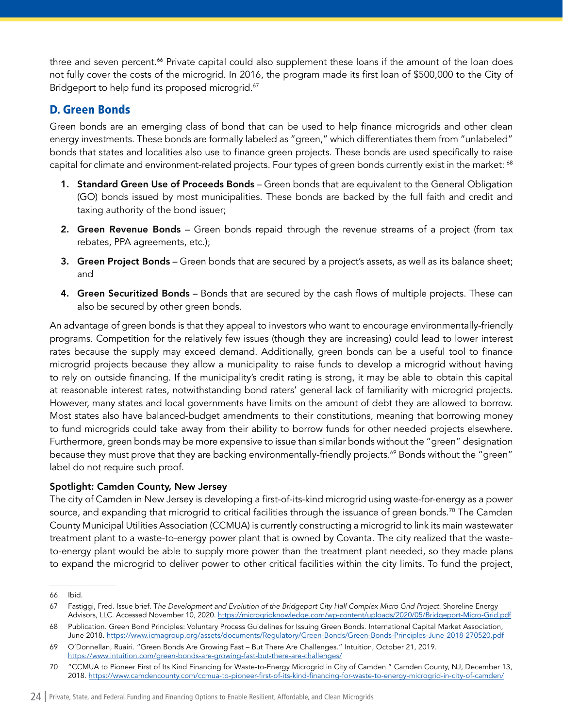three and seven percent.[66] Private capital could also supplement these loans if the amount of the loan does not fully cover the costs of the microgrid. In 2016, the program made its first loan of $500,000 to the City of Bridgeport to help fund its proposed microgrid.[67]

## D. Green Bonds

Green bonds are an emerging class of bond that can be used to help finance microgrids and other clean energy investments. These bonds are formally labeled as "green," which differentiates them from "unlabeled" bonds that states and localities also use to finance green projects. These bonds are used specifically to raise capital for climate and environment-related projects. Four types of green bonds currently exist in the market: [68]

1. **Standard Green Use of Proceeds Bonds** – Green bonds that are equivalent to the General Obligation (GO) bonds issued by most municipalities. These bonds are backed by the full faith and credit and taxing authority of the bond issuer;
2. **Green Revenue Bonds** – Green bonds repaid through the revenue streams of a project (from tax rebates, PPA agreements, etc.);
3. **Green Project Bonds** – Green bonds that are secured by a project's assets, as well as its balance sheet; and
4. **Green Securitized Bonds** – Bonds that are secured by the cash flows of multiple projects. These can also be secured by other green bonds.

An advantage of green bonds is that they appeal to investors who want to encourage environmentally-friendly programs. Competition for the relatively few issues (though they are increasing) could lead to lower interest rates because the supply may exceed demand. Additionally, green bonds can be a useful tool to finance microgrid projects because they allow a municipality to raise funds to develop a microgrid without having to rely on outside financing. If the municipality's credit rating is strong, it may be able to obtain this capital at reasonable interest rates, notwithstanding bond raters' general lack of familiarity with microgrid projects. However, many states and local governments have limits on the amount of debt they are allowed to borrow. Most states also have balanced-budget amendments to their constitutions, meaning that borrowing money to fund microgrids could take away from their ability to borrow funds for other needed projects elsewhere. Furthermore, green bonds may be more expensive to issue than similar bonds without the "green" designation because they must prove that they are backing environmentally-friendly projects.[69] Bonds without the "green" label do not require such proof.

**Spotlight: Camden County, New Jersey**

The city of Camden in New Jersey is developing a first-of-its-kind microgrid using waste-for-energy as a power source, and expanding that microgrid to critical facilities through the issuance of green bonds.[70] The Camden County Municipal Utilities Association (CCMUA) is currently constructing a microgrid to link its main wastewater treatment plant to a waste-to-energy power plant that is owned by Covanta. The city realized that the waste-to-energy plant would be able to supply more power than the treatment plant needed, so they made plans to expand the microgrid to deliver power to other critical facilities within the city limits. To fund the project,

---

66 Ibid.

67 Fastiggi, Fred. Issue brief. *The Development and Evolution of the Bridgeport City Hall Complex Micro Grid Project.* Shoreline Energy Advisors, LLC. Accessed November 10, 2020. https://microgridknowledge.com/wp-content/uploads/2020/05/Bridgeport-Micro-Grid.pdf

68 Publication. Green Bond Principles: Voluntary Process Guidelines for Issuing Green Bonds. International Capital Market Association, June 2018. https://www.icmagroup.org/assets/documents/Regulatory/Green-Bonds/Green-Bonds-Principles-June-2018-270520.pdf

69 O'Donnellan, Ruairi. "Green Bonds Are Growing Fast – But There Are Challenges." Intuition, October 21, 2019. https://www.intuition.com/green-bonds-are-growing-fast-but-there-are-challenges/

70 "CCMUA to Pioneer First of Its Kind Financing for Waste-to-Energy Microgrid in City of Camden." Camden County, NJ, December 13, 2018. https://www.camdencounty.com/ccmua-to-pioneer-first-of-its-kind-financing-for-waste-to-energy-microgrid-in-city-of-camden/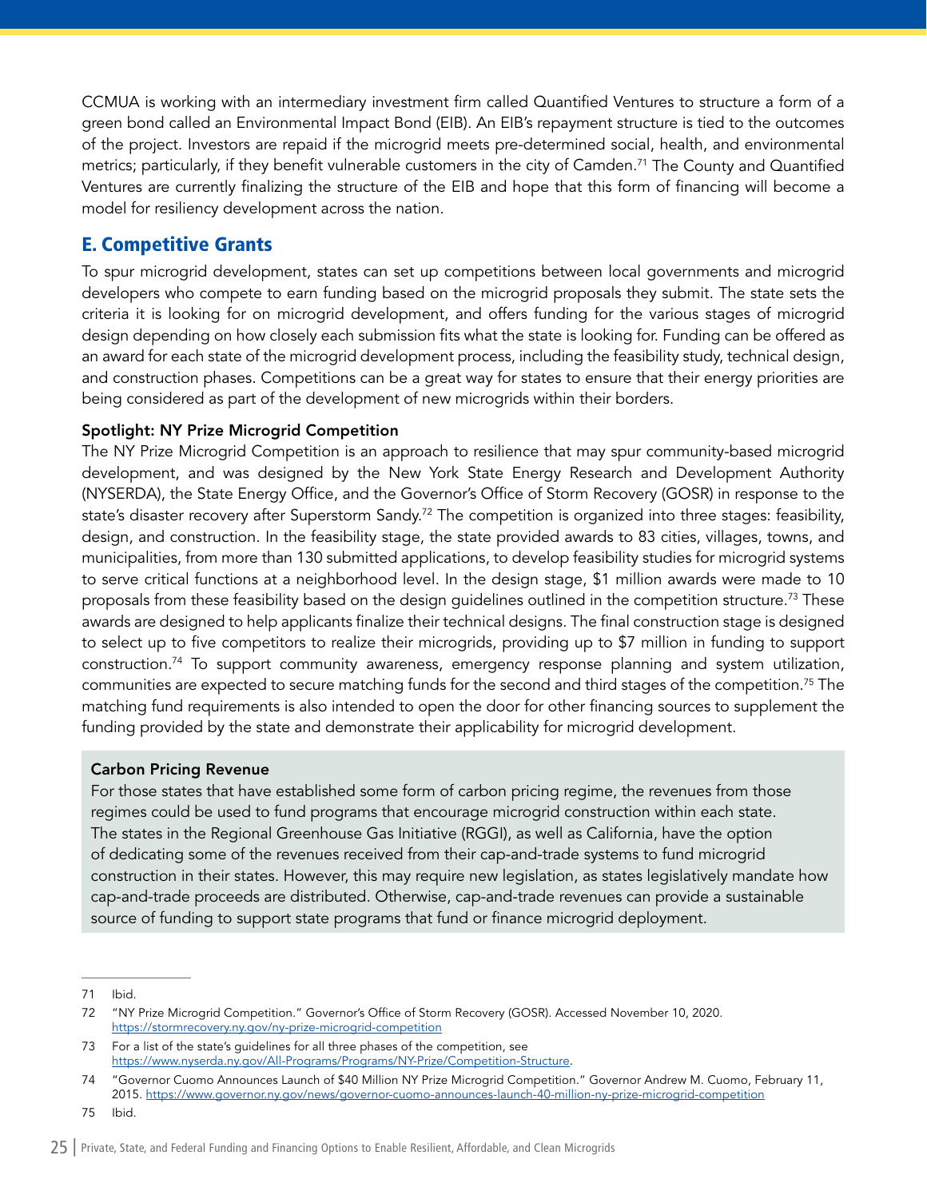CCMUA is working with an intermediary investment firm called Quantified Ventures to structure a form of a green bond called an Environmental Impact Bond (EIB). An EIB's repayment structure is tied to the outcomes of the project. Investors are repaid if the microgrid meets pre-determined social, health, and environmental metrics; particularly, if they benefit vulnerable customers in the city of Camden.[71] The County and Quantified Ventures are currently finalizing the structure of the EIB and hope that this form of financing will become a model for resiliency development across the nation.

## E. Competitive Grants

To spur microgrid development, states can set up competitions between local governments and microgrid developers who compete to earn funding based on the microgrid proposals they submit. The state sets the criteria it is looking for on microgrid development, and offers funding for the various stages of microgrid design depending on how closely each submission fits what the state is looking for. Funding can be offered as an award for each state of the microgrid development process, including the feasibility study, technical design, and construction phases. Competitions can be a great way for states to ensure that their energy priorities are being considered as part of the development of new microgrids within their borders.

**Spotlight: NY Prize Microgrid Competition**

The NY Prize Microgrid Competition is an approach to resilience that may spur community-based microgrid development, and was designed by the New York State Energy Research and Development Authority (NYSERDA), the State Energy Office, and the Governor's Office of Storm Recovery (GOSR) in response to the state's disaster recovery after Superstorm Sandy.[72] The competition is organized into three stages: feasibility, design, and construction. In the feasibility stage, the state provided awards to 83 cities, villages, towns, and municipalities, from more than 130 submitted applications, to develop feasibility studies for microgrid systems to serve critical functions at a neighborhood level. In the design stage, $1 million awards were made to 10 proposals from these feasibility based on the design guidelines outlined in the competition structure.[73] These awards are designed to help applicants finalize their technical designs. The final construction stage is designed to select up to five competitors to realize their microgrids, providing up to $7 million in funding to support construction.[74] To support community awareness, emergency response planning and system utilization, communities are expected to secure matching funds for the second and third stages of the competition.[75] The matching fund requirements is also intended to open the door for other financing sources to supplement the funding provided by the state and demonstrate their applicability for microgrid development.

> **Carbon Pricing Revenue**
>
> For those states that have established some form of carbon pricing regime, the revenues from those regimes could be used to fund programs that encourage microgrid construction within each state. The states in the Regional Greenhouse Gas Initiative (RGGI), as well as California, have the option of dedicating some of the revenues received from their cap-and-trade systems to fund microgrid construction in their states. However, this may require new legislation, as states legislatively mandate how cap-and-trade proceeds are distributed. Otherwise, cap-and-trade revenues can provide a sustainable source of funding to support state programs that fund or finance microgrid deployment.

---

71 Ibid.

72 "NY Prize Microgrid Competition." Governor's Office of Storm Recovery (GOSR). Accessed November 10, 2020. https://stormrecovery.ny.gov/ny-prize-microgrid-competition

73 For a list of the state's guidelines for all three phases of the competition, see https://www.nyserda.ny.gov/All-Programs/Programs/NY-Prize/Competition-Structure.

74 "Governor Cuomo Announces Launch of $40 Million NY Prize Microgrid Competition." Governor Andrew M. Cuomo, February 11, 2015. https://www.governor.ny.gov/news/governor-cuomo-announces-launch-40-million-ny-prize-microgrid-competition

75 Ibid.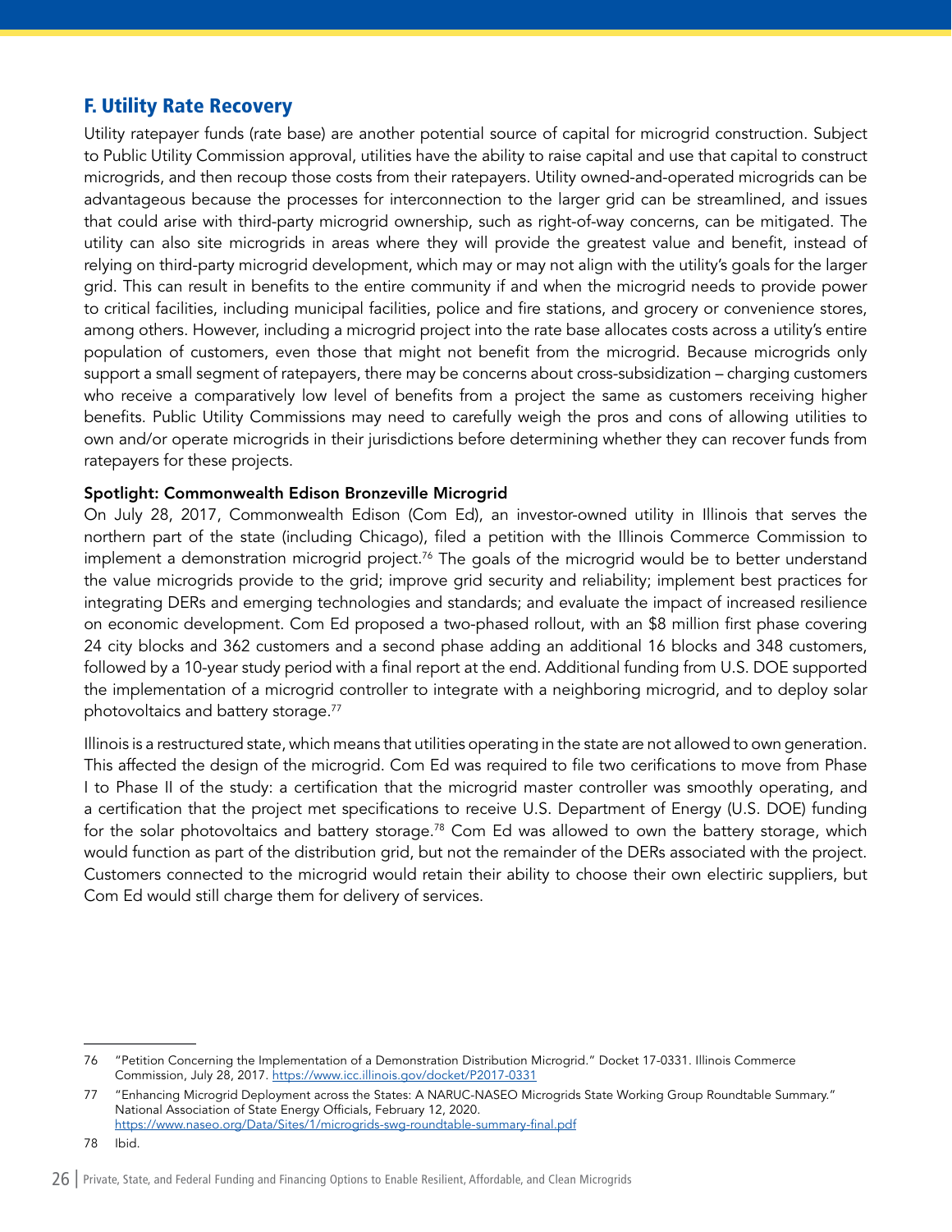## F. Utility Rate Recovery

Utility ratepayer funds (rate base) are another potential source of capital for microgrid construction. Subject to Public Utility Commission approval, utilities have the ability to raise capital and use that capital to construct microgrids, and then recoup those costs from their ratepayers. Utility owned-and-operated microgrids can be advantageous because the processes for interconnection to the larger grid can be streamlined, and issues that could arise with third-party microgrid ownership, such as right-of-way concerns, can be mitigated. The utility can also site microgrids in areas where they will provide the greatest value and benefit, instead of relying on third-party microgrid development, which may or may not align with the utility's goals for the larger grid. This can result in benefits to the entire community if and when the microgrid needs to provide power to critical facilities, including municipal facilities, police and fire stations, and grocery or convenience stores, among others. However, including a microgrid project into the rate base allocates costs across a utility's entire population of customers, even those that might not benefit from the microgrid. Because microgrids only support a small segment of ratepayers, there may be concerns about cross-subsidization – charging customers who receive a comparatively low level of benefits from a project the same as customers receiving higher benefits. Public Utility Commissions may need to carefully weigh the pros and cons of allowing utilities to own and/or operate microgrids in their jurisdictions before determining whether they can recover funds from ratepayers for these projects.

**Spotlight: Commonwealth Edison Bronzeville Microgrid**

On July 28, 2017, Commonwealth Edison (Com Ed), an investor-owned utility in Illinois that serves the northern part of the state (including Chicago), filed a petition with the Illinois Commerce Commission to implement a demonstration microgrid project.[76] The goals of the microgrid would be to better understand the value microgrids provide to the grid; improve grid security and reliability; implement best practices for integrating DERs and emerging technologies and standards; and evaluate the impact of increased resilience on economic development. Com Ed proposed a two-phased rollout, with an $8 million first phase covering 24 city blocks and 362 customers and a second phase adding an additional 16 blocks and 348 customers, followed by a 10-year study period with a final report at the end. Additional funding from U.S. DOE supported the implementation of a microgrid controller to integrate with a neighboring microgrid, and to deploy solar photovoltaics and battery storage.[77]

Illinois is a restructured state, which means that utilities operating in the state are not allowed to own generation. This affected the design of the microgrid. Com Ed was required to file two cerifications to move from Phase I to Phase II of the study: a certification that the microgrid master controller was smoothly operating, and a certification that the project met specifications to receive U.S. Department of Energy (U.S. DOE) funding for the solar photovoltaics and battery storage.[78] Com Ed was allowed to own the battery storage, which would function as part of the distribution grid, but not the remainder of the DERs associated with the project. Customers connected to the microgrid would retain their ability to choose their own electiric suppliers, but Com Ed would still charge them for delivery of services.

---

76 "Petition Concerning the Implementation of a Demonstration Distribution Microgrid." Docket 17-0331. Illinois Commerce Commission, July 28, 2017. https://www.icc.illinois.gov/docket/P2017-0331

77 "Enhancing Microgrid Deployment across the States: A NARUC-NASEO Microgrids State Working Group Roundtable Summary." National Association of State Energy Officials, February 12, 2020. https://www.naseo.org/Data/Sites/1/microgrids-swg-roundtable-summary-final.pdf

78 Ibid.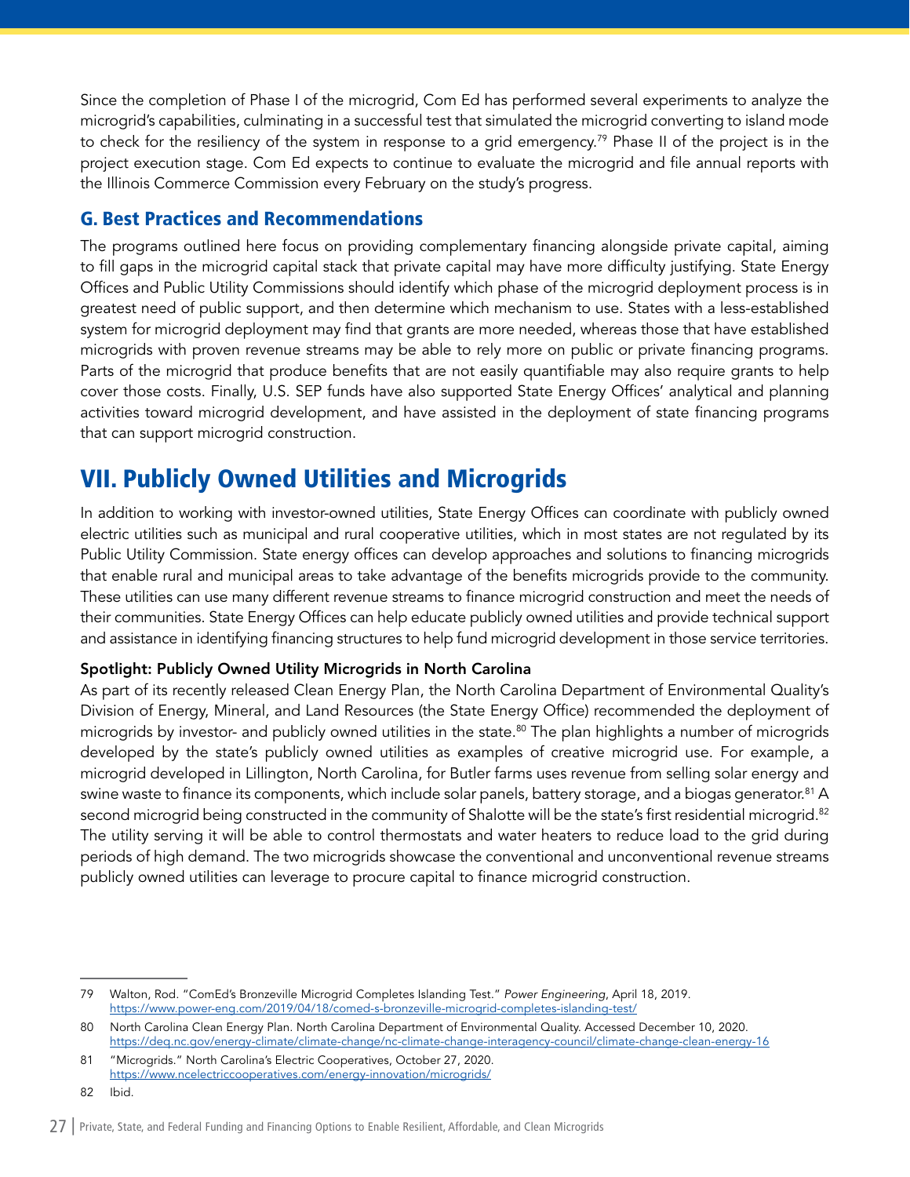Since the completion of Phase I of the microgrid, Com Ed has performed several experiments to analyze the microgrid's capabilities, culminating in a successful test that simulated the microgrid converting to island mode to check for the resiliency of the system in response to a grid emergency.[79] Phase II of the project is in the project execution stage. Com Ed expects to continue to evaluate the microgrid and file annual reports with the Illinois Commerce Commission every February on the study's progress.

### G. Best Practices and Recommendations

The programs outlined here focus on providing complementary financing alongside private capital, aiming to fill gaps in the microgrid capital stack that private capital may have more difficulty justifying. State Energy Offices and Public Utility Commissions should identify which phase of the microgrid deployment process is in greatest need of public support, and then determine which mechanism to use. States with a less-established system for microgrid deployment may find that grants are more needed, whereas those that have established microgrids with proven revenue streams may be able to rely more on public or private financing programs. Parts of the microgrid that produce benefits that are not easily quantifiable may also require grants to help cover those costs. Finally, U.S. SEP funds have also supported State Energy Offices' analytical and planning activities toward microgrid development, and have assisted in the deployment of state financing programs that can support microgrid construction.

## VII. Publicly Owned Utilities and Microgrids

In addition to working with investor-owned utilities, State Energy Offices can coordinate with publicly owned electric utilities such as municipal and rural cooperative utilities, which in most states are not regulated by its Public Utility Commission. State energy offices can develop approaches and solutions to financing microgrids that enable rural and municipal areas to take advantage of the benefits microgrids provide to the community. These utilities can use many different revenue streams to finance microgrid construction and meet the needs of their communities. State Energy Offices can help educate publicly owned utilities and provide technical support and assistance in identifying financing structures to help fund microgrid development in those service territories.

**Spotlight: Publicly Owned Utility Microgrids in North Carolina**

As part of its recently released Clean Energy Plan, the North Carolina Department of Environmental Quality's Division of Energy, Mineral, and Land Resources (the State Energy Office) recommended the deployment of microgrids by investor- and publicly owned utilities in the state.[80] The plan highlights a number of microgrids developed by the state's publicly owned utilities as examples of creative microgrid use. For example, a microgrid developed in Lillington, North Carolina, for Butler farms uses revenue from selling solar energy and swine waste to finance its components, which include solar panels, battery storage, and a biogas generator.[81] A second microgrid being constructed in the community of Shalotte will be the state's first residential microgrid.[82] The utility serving it will be able to control thermostats and water heaters to reduce load to the grid during periods of high demand. The two microgrids showcase the conventional and unconventional revenue streams publicly owned utilities can leverage to procure capital to finance microgrid construction.

---

79 Walton, Rod. "ComEd's Bronzeville Microgrid Completes Islanding Test." *Power Engineering*, April 18, 2019. https://www.power-eng.com/2019/04/18/comed-s-bronzeville-microgrid-completes-islanding-test/

80 North Carolina Clean Energy Plan. North Carolina Department of Environmental Quality. Accessed December 10, 2020. https://deq.nc.gov/energy-climate/climate-change/nc-climate-change-interagency-council/climate-change-clean-energy-16

81 "Microgrids." North Carolina's Electric Cooperatives, October 27, 2020. https://www.ncelectriccooperatives.com/energy-innovation/microgrids/

82 Ibid.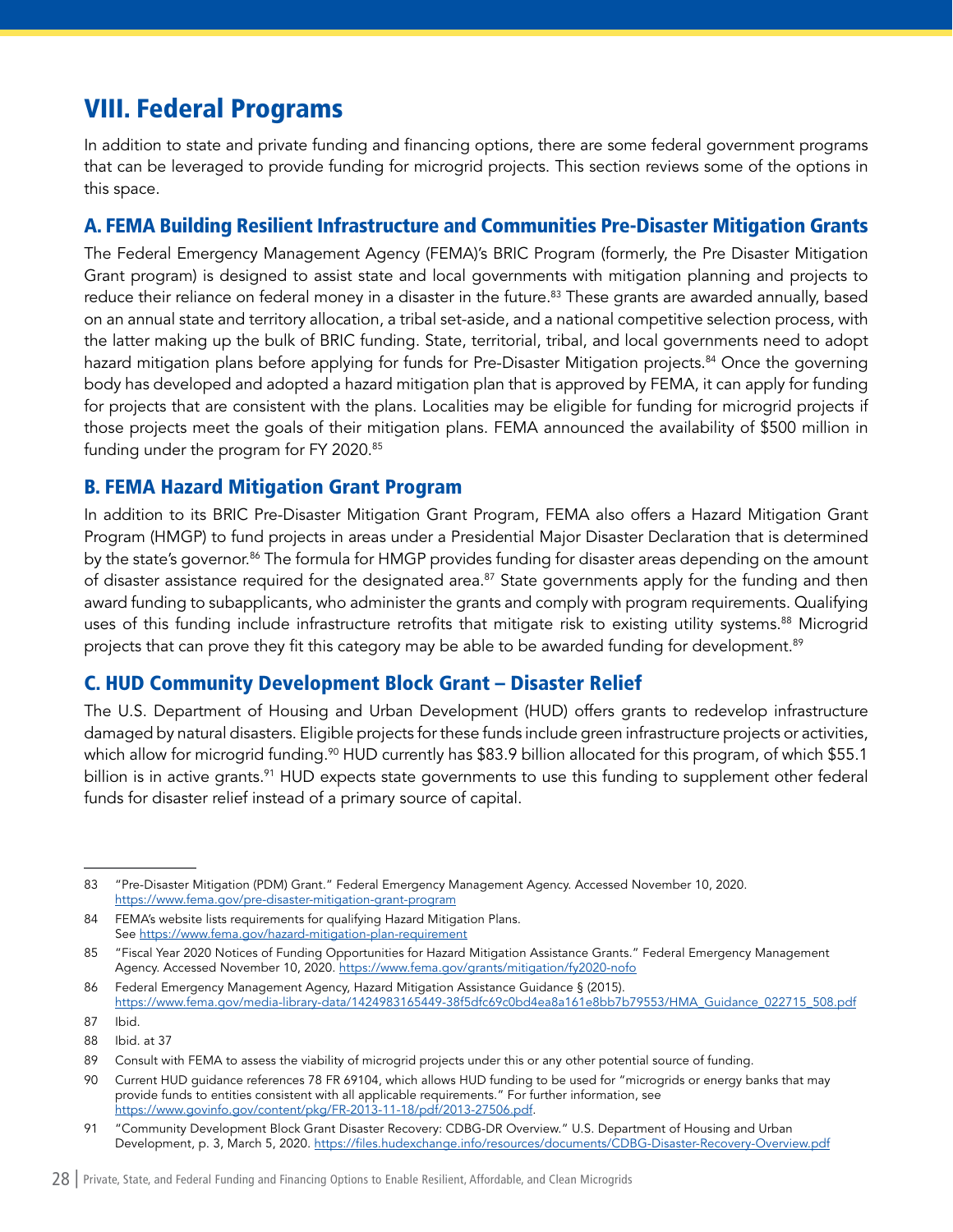# VIII. Federal Programs

In addition to state and private funding and financing options, there are some federal government programs that can be leveraged to provide funding for microgrid projects. This section reviews some of the options in this space.

## A. FEMA Building Resilient Infrastructure and Communities Pre-Disaster Mitigation Grants

The Federal Emergency Management Agency (FEMA)'s BRIC Program (formerly, the Pre Disaster Mitigation Grant program) is designed to assist state and local governments with mitigation planning and projects to reduce their reliance on federal money in a disaster in the future.[83] These grants are awarded annually, based on an annual state and territory allocation, a tribal set-aside, and a national competitive selection process, with the latter making up the bulk of BRIC funding. State, territorial, tribal, and local governments need to adopt hazard mitigation plans before applying for funds for Pre-Disaster Mitigation projects.[84] Once the governing body has developed and adopted a hazard mitigation plan that is approved by FEMA, it can apply for funding for projects that are consistent with the plans. Localities may be eligible for funding for microgrid projects if those projects meet the goals of their mitigation plans. FEMA announced the availability of $500 million in funding under the program for FY 2020.[85]

## B. FEMA Hazard Mitigation Grant Program

In addition to its BRIC Pre-Disaster Mitigation Grant Program, FEMA also offers a Hazard Mitigation Grant Program (HMGP) to fund projects in areas under a Presidential Major Disaster Declaration that is determined by the state's governor.[86] The formula for HMGP provides funding for disaster areas depending on the amount of disaster assistance required for the designated area.[87] State governments apply for the funding and then award funding to subapplicants, who administer the grants and comply with program requirements. Qualifying uses of this funding include infrastructure retrofits that mitigate risk to existing utility systems.[88] Microgrid projects that can prove they fit this category may be able to be awarded funding for development.[89]

## C. HUD Community Development Block Grant – Disaster Relief

The U.S. Department of Housing and Urban Development (HUD) offers grants to redevelop infrastructure damaged by natural disasters. Eligible projects for these funds include green infrastructure projects or activities, which allow for microgrid funding.[90] HUD currently has $83.9 billion allocated for this program, of which $55.1 billion is in active grants.[91] HUD expects state governments to use this funding to supplement other federal funds for disaster relief instead of a primary source of capital.

---

83 "Pre-Disaster Mitigation (PDM) Grant." Federal Emergency Management Agency. Accessed November 10, 2020. https://www.fema.gov/pre-disaster-mitigation-grant-program

84 FEMA's website lists requirements for qualifying Hazard Mitigation Plans. See https://www.fema.gov/hazard-mitigation-plan-requirement

85 "Fiscal Year 2020 Notices of Funding Opportunities for Hazard Mitigation Assistance Grants." Federal Emergency Management Agency. Accessed November 10, 2020. https://www.fema.gov/grants/mitigation/fy2020-nofo

86 Federal Emergency Management Agency, Hazard Mitigation Assistance Guidance § (2015). https://www.fema.gov/media-library-data/1424983165449-38f5dfc69c0bd4ea8a161e8bb7b79553/HMA_Guidance_022715_508.pdf

87 Ibid.

88 Ibid. at 37

89 Consult with FEMA to assess the viability of microgrid projects under this or any other potential source of funding.

90 Current HUD guidance references 78 FR 69104, which allows HUD funding to be used for "microgrids or energy banks that may provide funds to entities consistent with all applicable requirements." For further information, see https://www.govinfo.gov/content/pkg/FR-2013-11-18/pdf/2013-27506.pdf.

91 "Community Development Block Grant Disaster Recovery: CDBG-DR Overview." U.S. Department of Housing and Urban Development, p. 3, March 5, 2020. https://files.hudexchange.info/resources/documents/CDBG-Disaster-Recovery-Overview.pdf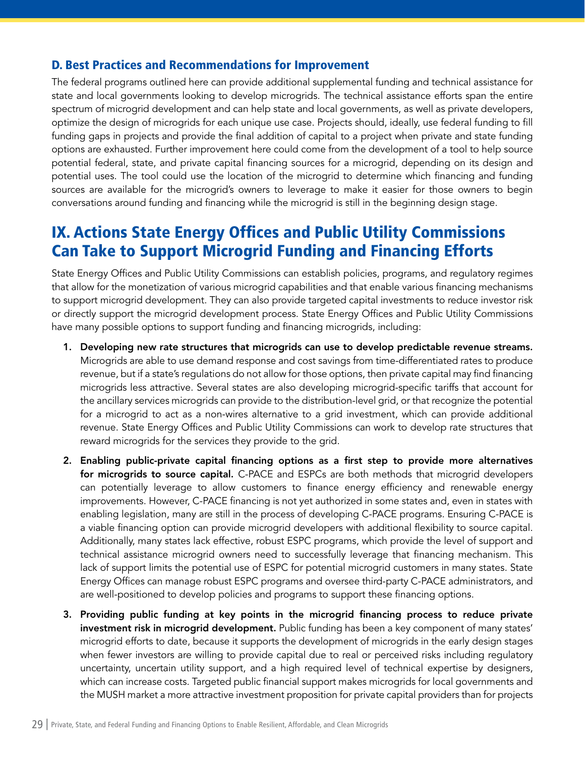### D. Best Practices and Recommendations for Improvement

The federal programs outlined here can provide additional supplemental funding and technical assistance for state and local governments looking to develop microgrids. The technical assistance efforts span the entire spectrum of microgrid development and can help state and local governments, as well as private developers, optimize the design of microgrids for each unique use case. Projects should, ideally, use federal funding to fill funding gaps in projects and provide the final addition of capital to a project when private and state funding options are exhausted. Further improvement here could come from the development of a tool to help source potential federal, state, and private capital financing sources for a microgrid, depending on its design and potential uses. The tool could use the location of the microgrid to determine which financing and funding sources are available for the microgrid's owners to leverage to make it easier for those owners to begin conversations around funding and financing while the microgrid is still in the beginning design stage.

## IX. Actions State Energy Offices and Public Utility Commissions Can Take to Support Microgrid Funding and Financing Efforts

State Energy Offices and Public Utility Commissions can establish policies, programs, and regulatory regimes that allow for the monetization of various microgrid capabilities and that enable various financing mechanisms to support microgrid development. They can also provide targeted capital investments to reduce investor risk or directly support the microgrid development process. State Energy Offices and Public Utility Commissions have many possible options to support funding and financing microgrids, including:

1. **Developing new rate structures that microgrids can use to develop predictable revenue streams.** Microgrids are able to use demand response and cost savings from time-differentiated rates to produce revenue, but if a state's regulations do not allow for those options, then private capital may find financing microgrids less attractive. Several states are also developing microgrid-specific tariffs that account for the ancillary services microgrids can provide to the distribution-level grid, or that recognize the potential for a microgrid to act as a non-wires alternative to a grid investment, which can provide additional revenue. State Energy Offices and Public Utility Commissions can work to develop rate structures that reward microgrids for the services they provide to the grid.

2. **Enabling public-private capital financing options as a first step to provide more alternatives for microgrids to source capital.** C-PACE and ESPCs are both methods that microgrid developers can potentially leverage to allow customers to finance energy efficiency and renewable energy improvements. However, C-PACE financing is not yet authorized in some states and, even in states with enabling legislation, many are still in the process of developing C-PACE programs. Ensuring C-PACE is a viable financing option can provide microgrid developers with additional flexibility to source capital. Additionally, many states lack effective, robust ESPC programs, which provide the level of support and technical assistance microgrid owners need to successfully leverage that financing mechanism. This lack of support limits the potential use of ESPC for potential microgrid customers in many states. State Energy Offices can manage robust ESPC programs and oversee third-party C-PACE administrators, and are well-positioned to develop policies and programs to support these financing options.

3. **Providing public funding at key points in the microgrid financing process to reduce private investment risk in microgrid development.** Public funding has been a key component of many states' microgrid efforts to date, because it supports the development of microgrids in the early design stages when fewer investors are willing to provide capital due to real or perceived risks including regulatory uncertainty, uncertain utility support, and a high required level of technical expertise by designers, which can increase costs. Targeted public financial support makes microgrids for local governments and the MUSH market a more attractive investment proposition for private capital providers than for projects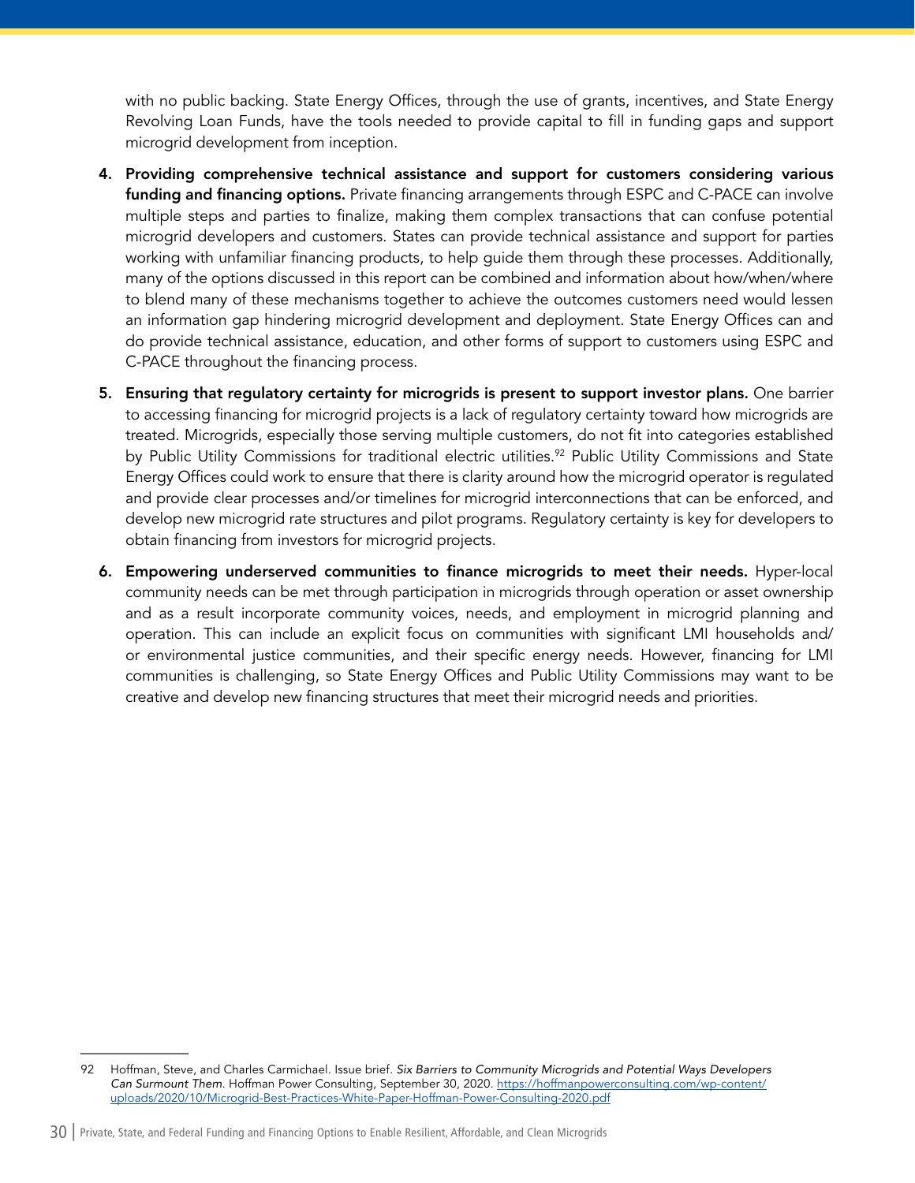with no public backing. State Energy Offices, through the use of grants, incentives, and State Energy Revolving Loan Funds, have the tools needed to provide capital to fill in funding gaps and support microgrid development from inception.

4. **Providing comprehensive technical assistance and support for customers considering various funding and financing options.** Private financing arrangements through ESPC and C-PACE can involve multiple steps and parties to finalize, making them complex transactions that can confuse potential microgrid developers and customers. States can provide technical assistance and support for parties working with unfamiliar financing products, to help guide them through these processes. Additionally, many of the options discussed in this report can be combined and information about how/when/where to blend many of these mechanisms together to achieve the outcomes customers need would lessen an information gap hindering microgrid development and deployment. State Energy Offices can and do provide technical assistance, education, and other forms of support to customers using ESPC and C-PACE throughout the financing process.

5. **Ensuring that regulatory certainty for microgrids is present to support investor plans.** One barrier to accessing financing for microgrid projects is a lack of regulatory certainty toward how microgrids are treated. Microgrids, especially those serving multiple customers, do not fit into categories established by Public Utility Commissions for traditional electric utilities.[92] Public Utility Commissions and State Energy Offices could work to ensure that there is clarity around how the microgrid operator is regulated and provide clear processes and/or timelines for microgrid interconnections that can be enforced, and develop new microgrid rate structures and pilot programs. Regulatory certainty is key for developers to obtain financing from investors for microgrid projects.

6. **Empowering underserved communities to finance microgrids to meet their needs.** Hyper-local community needs can be met through participation in microgrids through operation or asset ownership and as a result incorporate community voices, needs, and employment in microgrid planning and operation. This can include an explicit focus on communities with significant LMI households and/or environmental justice communities, and their specific energy needs. However, financing for LMI communities is challenging, so State Energy Offices and Public Utility Commissions may want to be creative and develop new financing structures that meet their microgrid needs and priorities.

---

92 Hoffman, Steve, and Charles Carmichael. Issue brief. *Six Barriers to Community Microgrids and Potential Ways Developers Can Surmount Them*. Hoffman Power Consulting, September 30, 2020. https://hoffmanpowerconsulting.com/wp-content/uploads/2020/10/Microgrid-Best-Practices-White-Paper-Hoffman-Power-Consulting-2020.pdf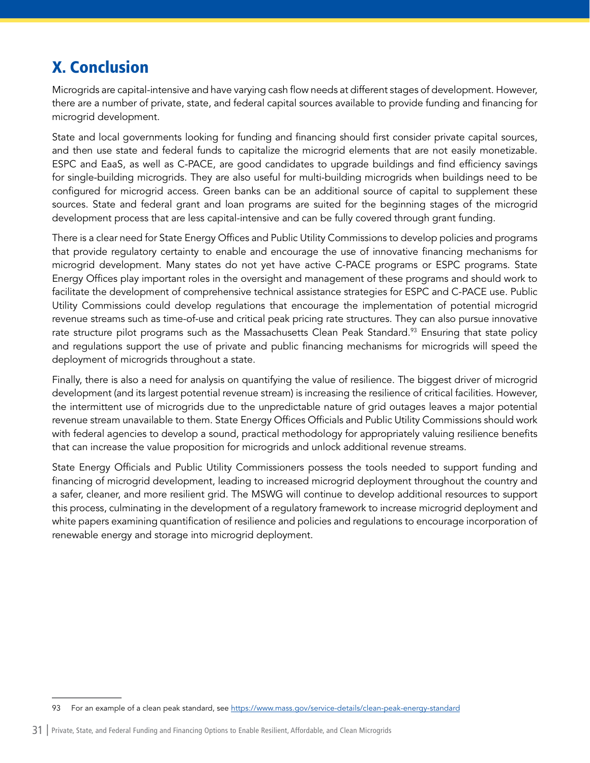# X. Conclusion

Microgrids are capital-intensive and have varying cash flow needs at different stages of development. However, there are a number of private, state, and federal capital sources available to provide funding and financing for microgrid development.

State and local governments looking for funding and financing should first consider private capital sources, and then use state and federal funds to capitalize the microgrid elements that are not easily monetizable. ESPC and EaaS, as well as C-PACE, are good candidates to upgrade buildings and find efficiency savings for single-building microgrids. They are also useful for multi-building microgrids when buildings need to be configured for microgrid access. Green banks can be an additional source of capital to supplement these sources. State and federal grant and loan programs are suited for the beginning stages of the microgrid development process that are less capital-intensive and can be fully covered through grant funding.

There is a clear need for State Energy Offices and Public Utility Commissions to develop policies and programs that provide regulatory certainty to enable and encourage the use of innovative financing mechanisms for microgrid development. Many states do not yet have active C-PACE programs or ESPC programs. State Energy Offices play important roles in the oversight and management of these programs and should work to facilitate the development of comprehensive technical assistance strategies for ESPC and C-PACE use. Public Utility Commissions could develop regulations that encourage the implementation of potential microgrid revenue streams such as time-of-use and critical peak pricing rate structures. They can also pursue innovative rate structure pilot programs such as the Massachusetts Clean Peak Standard.[93] Ensuring that state policy and regulations support the use of private and public financing mechanisms for microgrids will speed the deployment of microgrids throughout a state.

Finally, there is also a need for analysis on quantifying the value of resilience. The biggest driver of microgrid development (and its largest potential revenue stream) is increasing the resilience of critical facilities. However, the intermittent use of microgrids due to the unpredictable nature of grid outages leaves a major potential revenue stream unavailable to them. State Energy Offices Officials and Public Utility Commissions should work with federal agencies to develop a sound, practical methodology for appropriately valuing resilience benefits that can increase the value proposition for microgrids and unlock additional revenue streams.

State Energy Officials and Public Utility Commissioners possess the tools needed to support funding and financing of microgrid development, leading to increased microgrid deployment throughout the country and a safer, cleaner, and more resilient grid. The MSWG will continue to develop additional resources to support this process, culminating in the development of a regulatory framework to increase microgrid deployment and white papers examining quantification of resilience and policies and regulations to encourage incorporation of renewable energy and storage into microgrid deployment.

---

93 For an example of a clean peak standard, see https://www.mass.gov/service-details/clean-peak-energy-standard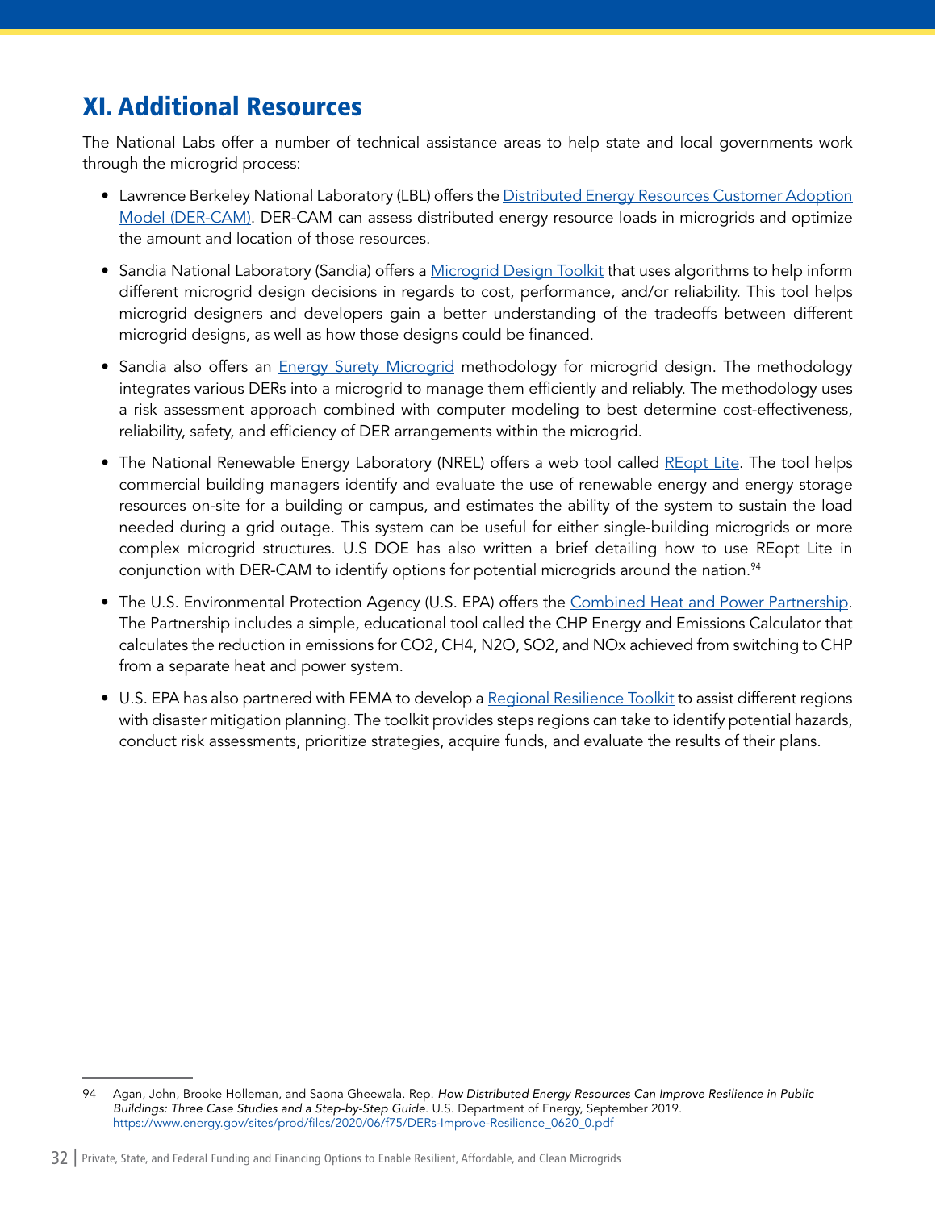# XI. Additional Resources

The National Labs offer a number of technical assistance areas to help state and local governments work through the microgrid process:

- Lawrence Berkeley National Laboratory (LBL) offers the Distributed Energy Resources Customer Adoption Model (DER-CAM). DER-CAM can assess distributed energy resource loads in microgrids and optimize the amount and location of those resources.

- Sandia National Laboratory (Sandia) offers a Microgrid Design Toolkit that uses algorithms to help inform different microgrid design decisions in regards to cost, performance, and/or reliability. This tool helps microgrid designers and developers gain a better understanding of the tradeoffs between different microgrid designs, as well as how those designs could be financed.

- Sandia also offers an Energy Surety Microgrid methodology for microgrid design. The methodology integrates various DERs into a microgrid to manage them efficiently and reliably. The methodology uses a risk assessment approach combined with computer modeling to best determine cost-effectiveness, reliability, safety, and efficiency of DER arrangements within the microgrid.

- The National Renewable Energy Laboratory (NREL) offers a web tool called REopt Lite. The tool helps commercial building managers identify and evaluate the use of renewable energy and energy storage resources on-site for a building or campus, and estimates the ability of the system to sustain the load needed during a grid outage. This system can be useful for either single-building microgrids or more complex microgrid structures. U.S DOE has also written a brief detailing how to use REopt Lite in conjunction with DER-CAM to identify options for potential microgrids around the nation.[94]

- The U.S. Environmental Protection Agency (U.S. EPA) offers the Combined Heat and Power Partnership. The Partnership includes a simple, educational tool called the CHP Energy and Emissions Calculator that calculates the reduction in emissions for $CO_2$, $CH_4$, $N_2O$, $SO_2$, and $NO_x$ achieved from switching to CHP from a separate heat and power system.

- U.S. EPA has also partnered with FEMA to develop a Regional Resilience Toolkit to assist different regions with disaster mitigation planning. The toolkit provides steps regions can take to identify potential hazards, conduct risk assessments, prioritize strategies, acquire funds, and evaluate the results of their plans.

---

94 Agan, John, Brooke Holleman, and Sapna Gheewala. Rep. *How Distributed Energy Resources Can Improve Resilience in Public Buildings: Three Case Studies and a Step-by-Step Guide*. U.S. Department of Energy, September 2019. https://www.energy.gov/sites/prod/files/2020/06/f75/DERs-Improve-Resilience_0620_0.pdf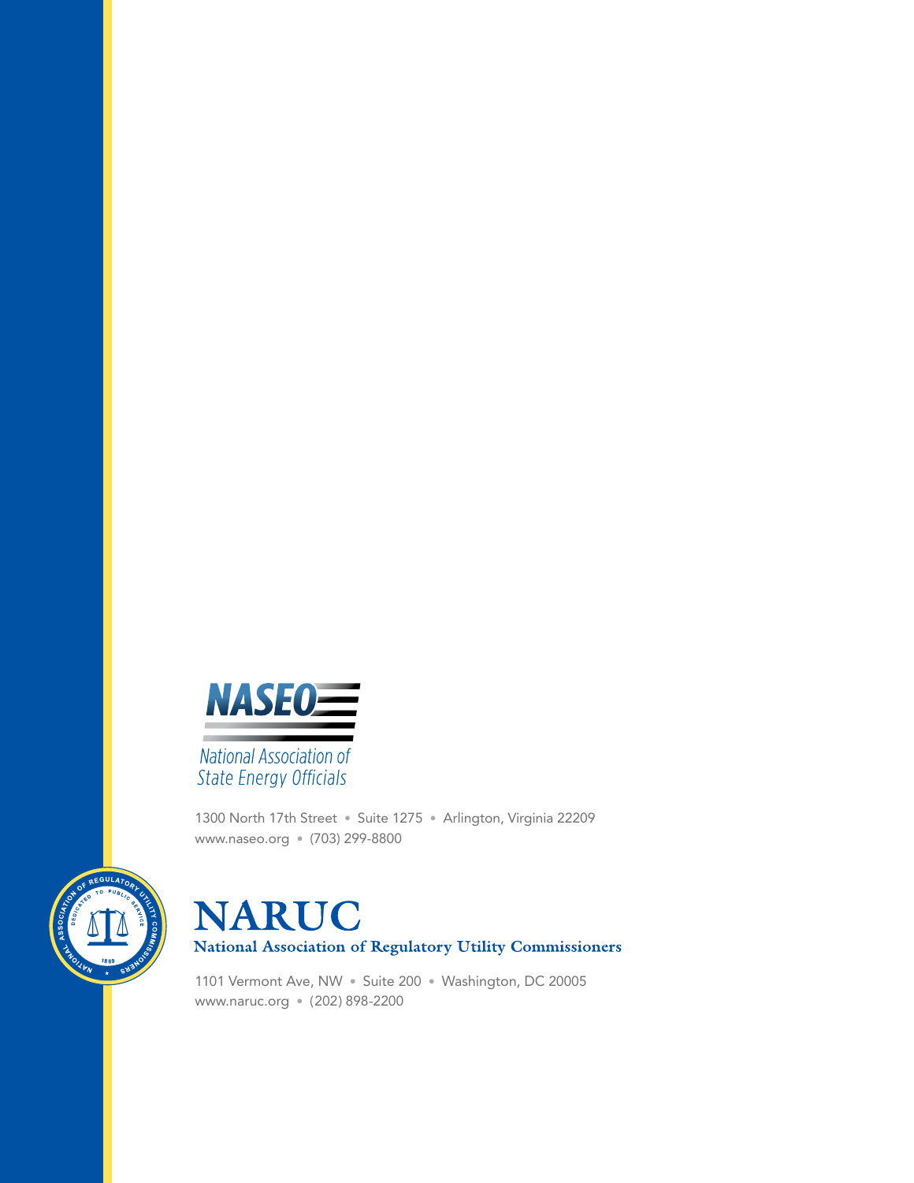NASEO

National Association of State Energy Officials

1300 North 17th Street • Suite 1275 • Arlington, Virginia 22209
www.naseo.org • (703) 299-8800

NARUC

National Association of Regulatory Utility Commissioners

1101 Vermont Ave, NW • Suite 200 • Washington, DC 20005
www.naruc.org • (202) 898-2200